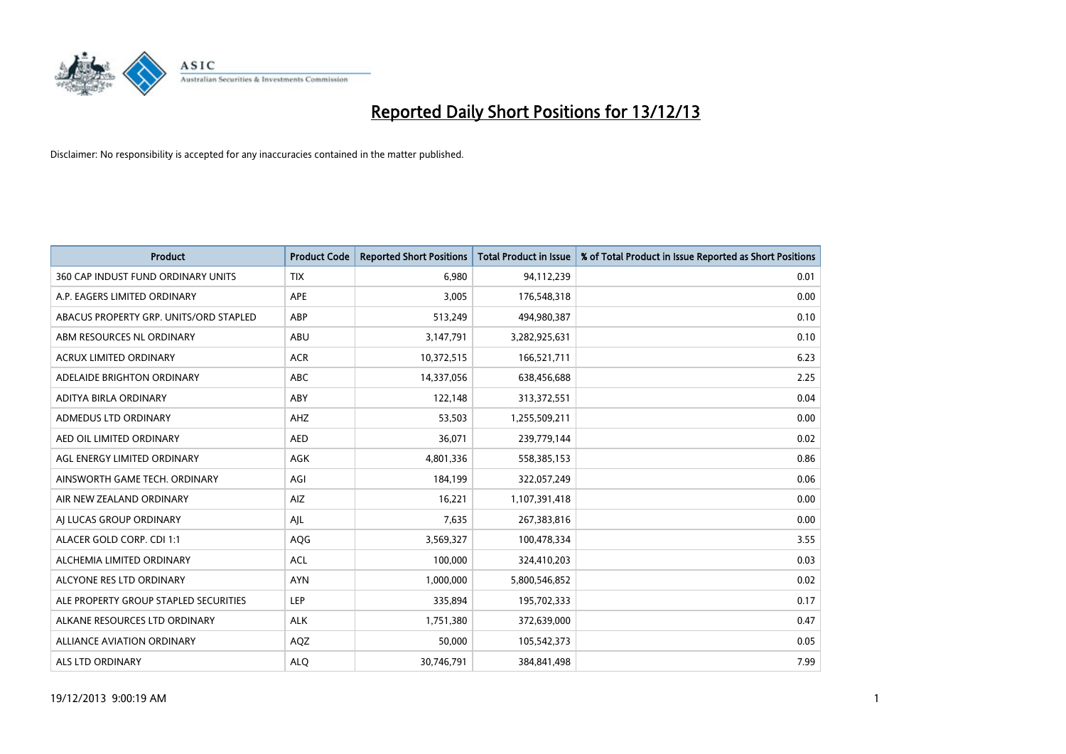# Reported Daily Short Positions for 13/12/13

Disclaimer: No responsibility is accepted for any inaccuracies contained in the matter published.

| Product | Product Code | Reported Short Positions | Total Product in Issue | % of Total Product in Issue Reported as Short Positions |
|---|---|---|---|---|
| 360 CAP INDUST FUND ORDINARY UNITS | TIX | 6,980 | 94,112,239 | 0.01 |
| A.P. EAGERS LIMITED ORDINARY | APE | 3,005 | 176,548,318 | 0.00 |
| ABACUS PROPERTY GRP. UNITS/ORD STAPLED | ABP | 513,249 | 494,980,387 | 0.10 |
| ABM RESOURCES NL ORDINARY | ABU | 3,147,791 | 3,282,925,631 | 0.10 |
| ACRUX LIMITED ORDINARY | ACR | 10,372,515 | 166,521,711 | 6.23 |
| ADELAIDE BRIGHTON ORDINARY | ABC | 14,337,056 | 638,456,688 | 2.25 |
| ADITYA BIRLA ORDINARY | ABY | 122,148 | 313,372,551 | 0.04 |
| ADMEDUS LTD ORDINARY | AHZ | 53,503 | 1,255,509,211 | 0.00 |
| AED OIL LIMITED ORDINARY | AED | 36,071 | 239,779,144 | 0.02 |
| AGL ENERGY LIMITED ORDINARY | AGK | 4,801,336 | 558,385,153 | 0.86 |
| AINSWORTH GAME TECH. ORDINARY | AGI | 184,199 | 322,057,249 | 0.06 |
| AIR NEW ZEALAND ORDINARY | AIZ | 16,221 | 1,107,391,418 | 0.00 |
| AJ LUCAS GROUP ORDINARY | AJL | 7,635 | 267,383,816 | 0.00 |
| ALACER GOLD CORP. CDI 1:1 | AQG | 3,569,327 | 100,478,334 | 3.55 |
| ALCHEMIA LIMITED ORDINARY | ACL | 100,000 | 324,410,203 | 0.03 |
| ALCYONE RES LTD ORDINARY | AYN | 1,000,000 | 5,800,546,852 | 0.02 |
| ALE PROPERTY GROUP STAPLED SECURITIES | LEP | 335,894 | 195,702,333 | 0.17 |
| ALKANE RESOURCES LTD ORDINARY | ALK | 1,751,380 | 372,639,000 | 0.47 |
| ALLIANCE AVIATION ORDINARY | AQZ | 50,000 | 105,542,373 | 0.05 |
| ALS LTD ORDINARY | ALQ | 30,746,791 | 384,841,498 | 7.99 |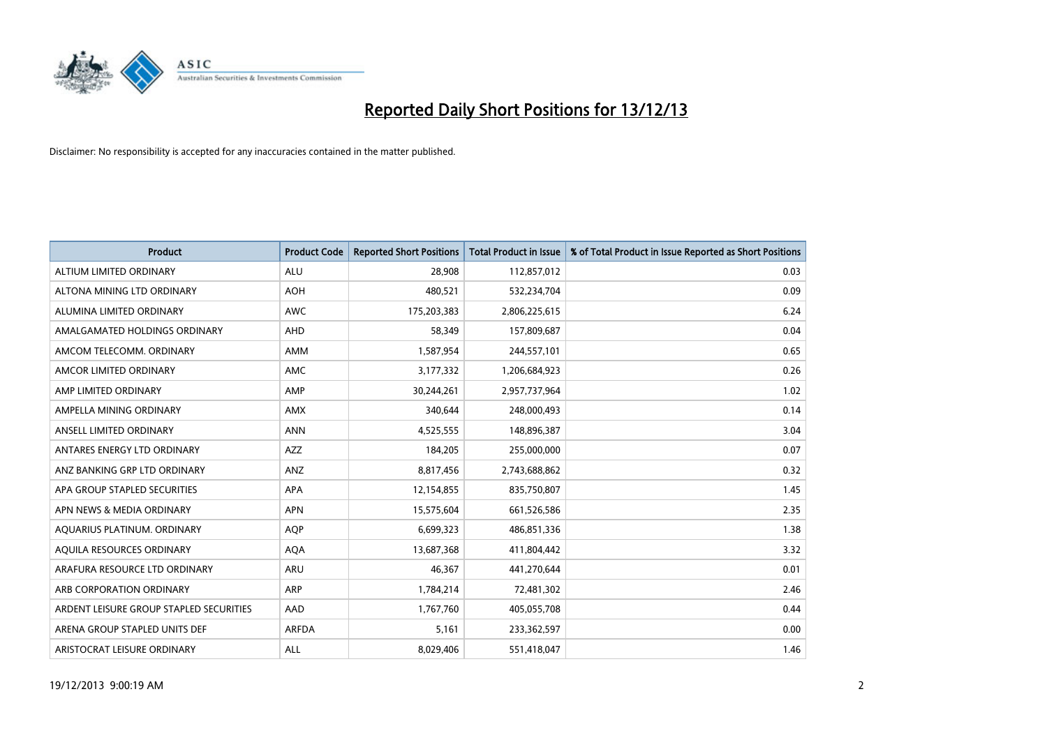# Reported Daily Short Positions for 13/12/13

Disclaimer: No responsibility is accepted for any inaccuracies contained in the matter published.

| Product | Product Code | Reported Short Positions | Total Product in Issue | % of Total Product in Issue Reported as Short Positions |
|---|---|---|---|---|
| ALTIUM LIMITED ORDINARY | ALU | 28,908 | 112,857,012 | 0.03 |
| ALTONA MINING LTD ORDINARY | AOH | 480,521 | 532,234,704 | 0.09 |
| ALUMINA LIMITED ORDINARY | AWC | 175,203,383 | 2,806,225,615 | 6.24 |
| AMALGAMATED HOLDINGS ORDINARY | AHD | 58,349 | 157,809,687 | 0.04 |
| AMCOM TELECOMM. ORDINARY | AMM | 1,587,954 | 244,557,101 | 0.65 |
| AMCOR LIMITED ORDINARY | AMC | 3,177,332 | 1,206,684,923 | 0.26 |
| AMP LIMITED ORDINARY | AMP | 30,244,261 | 2,957,737,964 | 1.02 |
| AMPELLA MINING ORDINARY | AMX | 340,644 | 248,000,493 | 0.14 |
| ANSELL LIMITED ORDINARY | ANN | 4,525,555 | 148,896,387 | 3.04 |
| ANTARES ENERGY LTD ORDINARY | AZZ | 184,205 | 255,000,000 | 0.07 |
| ANZ BANKING GRP LTD ORDINARY | ANZ | 8,817,456 | 2,743,688,862 | 0.32 |
| APA GROUP STAPLED SECURITIES | APA | 12,154,855 | 835,750,807 | 1.45 |
| APN NEWS & MEDIA ORDINARY | APN | 15,575,604 | 661,526,586 | 2.35 |
| AQUARIUS PLATINUM. ORDINARY | AQP | 6,699,323 | 486,851,336 | 1.38 |
| AQUILA RESOURCES ORDINARY | AQA | 13,687,368 | 411,804,442 | 3.32 |
| ARAFURA RESOURCE LTD ORDINARY | ARU | 46,367 | 441,270,644 | 0.01 |
| ARB CORPORATION ORDINARY | ARP | 1,784,214 | 72,481,302 | 2.46 |
| ARDENT LEISURE GROUP STAPLED SECURITIES | AAD | 1,767,760 | 405,055,708 | 0.44 |
| ARENA GROUP STAPLED UNITS DEF | ARFDA | 5,161 | 233,362,597 | 0.00 |
| ARISTOCRAT LEISURE ORDINARY | ALL | 8,029,406 | 551,418,047 | 1.46 |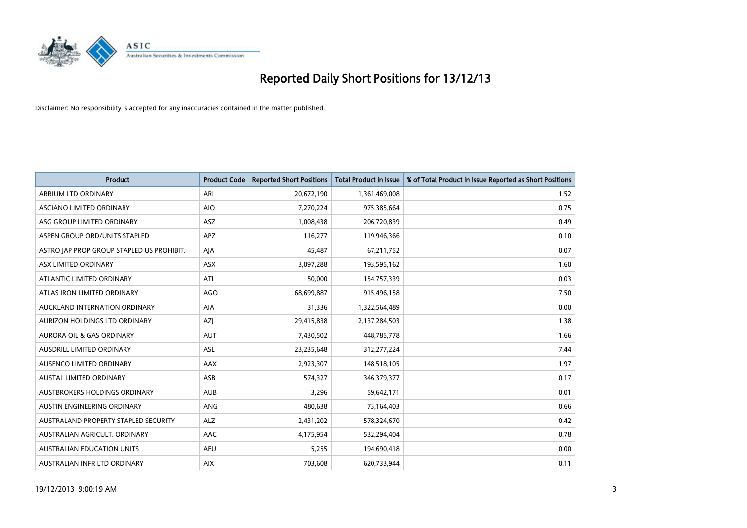# Reported Daily Short Positions for 13/12/13

Disclaimer: No responsibility is accepted for any inaccuracies contained in the matter published.

| Product | Product Code | Reported Short Positions | Total Product in Issue | % of Total Product in Issue Reported as Short Positions |
|---|---|---|---|---|
| ARRIUM LTD ORDINARY | ARI | 20,672,190 | 1,361,469,008 | 1.52 |
| ASCIANO LIMITED ORDINARY | AIO | 7,270,224 | 975,385,664 | 0.75 |
| ASG GROUP LIMITED ORDINARY | ASZ | 1,008,438 | 206,720,839 | 0.49 |
| ASPEN GROUP ORD/UNITS STAPLED | APZ | 116,277 | 119,946,366 | 0.10 |
| ASTRO JAP PROP GROUP STAPLED US PROHIBIT. | AJA | 45,487 | 67,211,752 | 0.07 |
| ASX LIMITED ORDINARY | ASX | 3,097,288 | 193,595,162 | 1.60 |
| ATLANTIC LIMITED ORDINARY | ATI | 50,000 | 154,757,339 | 0.03 |
| ATLAS IRON LIMITED ORDINARY | AGO | 68,699,887 | 915,496,158 | 7.50 |
| AUCKLAND INTERNATION ORDINARY | AIA | 31,336 | 1,322,564,489 | 0.00 |
| AURIZON HOLDINGS LTD ORDINARY | AZJ | 29,415,838 | 2,137,284,503 | 1.38 |
| AURORA OIL & GAS ORDINARY | AUT | 7,430,502 | 448,785,778 | 1.66 |
| AUSDRILL LIMITED ORDINARY | ASL | 23,235,648 | 312,277,224 | 7.44 |
| AUSENCO LIMITED ORDINARY | AAX | 2,923,307 | 148,518,105 | 1.97 |
| AUSTAL LIMITED ORDINARY | ASB | 574,327 | 346,379,377 | 0.17 |
| AUSTBROKERS HOLDINGS ORDINARY | AUB | 3,296 | 59,642,171 | 0.01 |
| AUSTIN ENGINEERING ORDINARY | ANG | 480,638 | 73,164,403 | 0.66 |
| AUSTRALAND PROPERTY STAPLED SECURITY | ALZ | 2,431,202 | 578,324,670 | 0.42 |
| AUSTRALIAN AGRICULT. ORDINARY | AAC | 4,175,954 | 532,294,404 | 0.78 |
| AUSTRALIAN EDUCATION UNITS | AEU | 5,255 | 194,690,418 | 0.00 |
| AUSTRALIAN INFR LTD ORDINARY | AIX | 703,608 | 620,733,944 | 0.11 |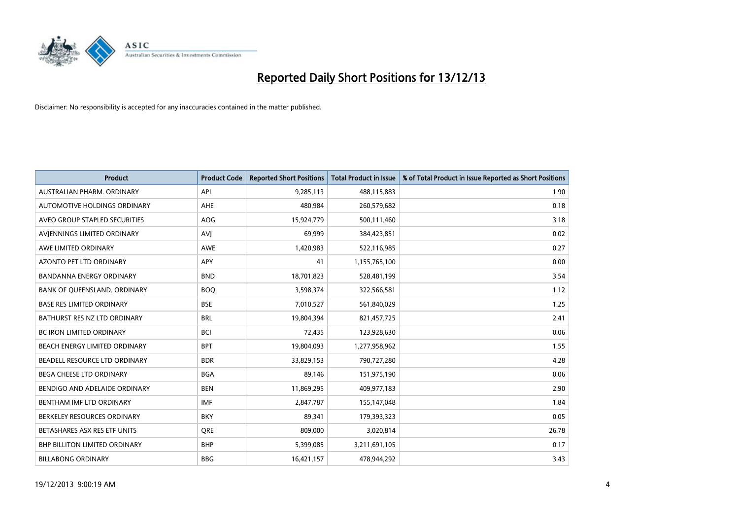# Reported Daily Short Positions for 13/12/13

Disclaimer: No responsibility is accepted for any inaccuracies contained in the matter published.

| Product | Product Code | Reported Short Positions | Total Product in Issue | % of Total Product in Issue Reported as Short Positions |
|---|---|---|---|---|
| AUSTRALIAN PHARM. ORDINARY | API | 9,285,113 | 488,115,883 | 1.90 |
| AUTOMOTIVE HOLDINGS ORDINARY | AHE | 480,984 | 260,579,682 | 0.18 |
| AVEO GROUP STAPLED SECURITIES | AOG | 15,924,779 | 500,111,460 | 3.18 |
| AVJENNINGS LIMITED ORDINARY | AVJ | 69,999 | 384,423,851 | 0.02 |
| AWE LIMITED ORDINARY | AWE | 1,420,983 | 522,116,985 | 0.27 |
| AZONTO PET LTD ORDINARY | APY | 41 | 1,155,765,100 | 0.00 |
| BANDANNA ENERGY ORDINARY | BND | 18,701,823 | 528,481,199 | 3.54 |
| BANK OF QUEENSLAND. ORDINARY | BOQ | 3,598,374 | 322,566,581 | 1.12 |
| BASE RES LIMITED ORDINARY | BSE | 7,010,527 | 561,840,029 | 1.25 |
| BATHURST RES NZ LTD ORDINARY | BRL | 19,804,394 | 821,457,725 | 2.41 |
| BC IRON LIMITED ORDINARY | BCI | 72,435 | 123,928,630 | 0.06 |
| BEACH ENERGY LIMITED ORDINARY | BPT | 19,804,093 | 1,277,958,962 | 1.55 |
| BEADELL RESOURCE LTD ORDINARY | BDR | 33,829,153 | 790,727,280 | 4.28 |
| BEGA CHEESE LTD ORDINARY | BGA | 89,146 | 151,975,190 | 0.06 |
| BENDIGO AND ADELAIDE ORDINARY | BEN | 11,869,295 | 409,977,183 | 2.90 |
| BENTHAM IMF LTD ORDINARY | IMF | 2,847,787 | 155,147,048 | 1.84 |
| BERKELEY RESOURCES ORDINARY | BKY | 89,341 | 179,393,323 | 0.05 |
| BETASHARES ASX RES ETF UNITS | QRE | 809,000 | 3,020,814 | 26.78 |
| BHP BILLITON LIMITED ORDINARY | BHP | 5,399,085 | 3,211,691,105 | 0.17 |
| BILLABONG ORDINARY | BBG | 16,421,157 | 478,944,292 | 3.43 |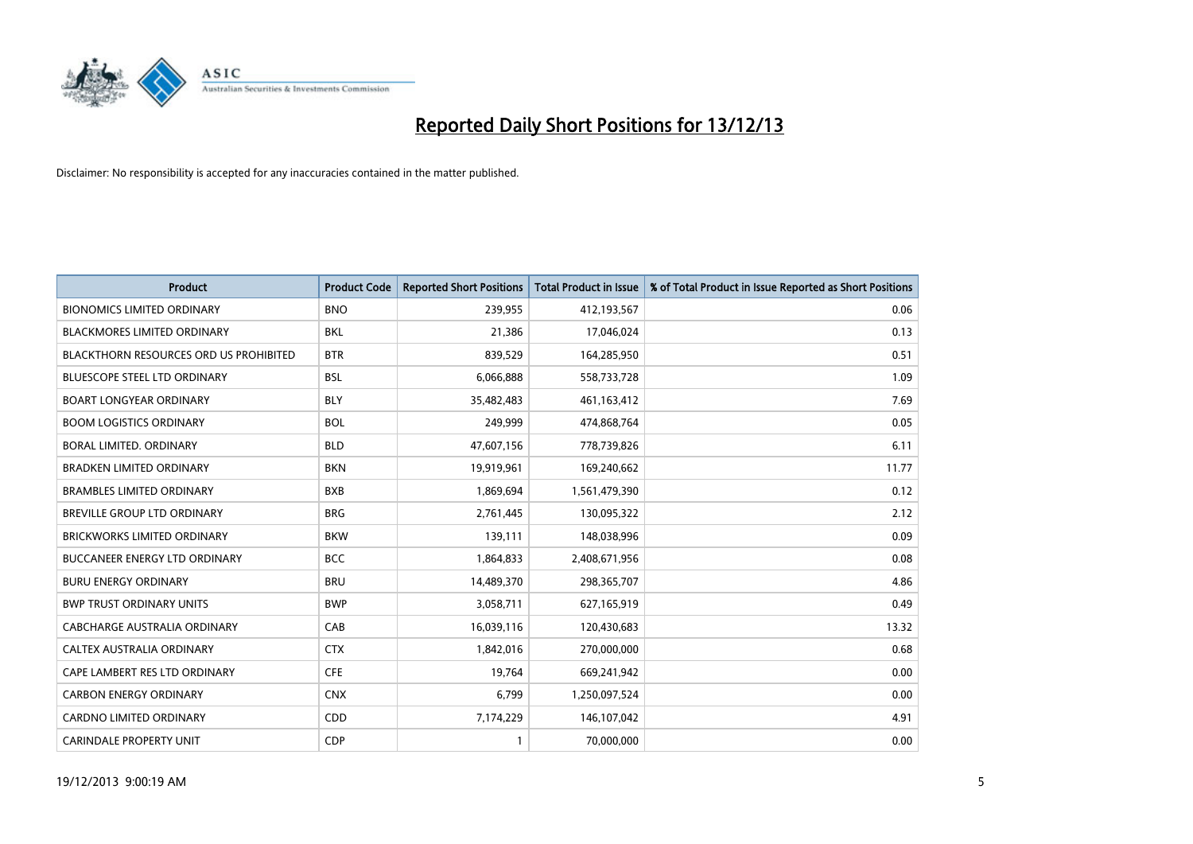# Reported Daily Short Positions for 13/12/13

Disclaimer: No responsibility is accepted for any inaccuracies contained in the matter published.

| Product | Product Code | Reported Short Positions | Total Product in Issue | % of Total Product in Issue Reported as Short Positions |
|---|---|---|---|---|
| BIONOMICS LIMITED ORDINARY | BNO | 239,955 | 412,193,567 | 0.06 |
| BLACKMORES LIMITED ORDINARY | BKL | 21,386 | 17,046,024 | 0.13 |
| BLACKTHORN RESOURCES ORD US PROHIBITED | BTR | 839,529 | 164,285,950 | 0.51 |
| BLUESCOPE STEEL LTD ORDINARY | BSL | 6,066,888 | 558,733,728 | 1.09 |
| BOART LONGYEAR ORDINARY | BLY | 35,482,483 | 461,163,412 | 7.69 |
| BOOM LOGISTICS ORDINARY | BOL | 249,999 | 474,868,764 | 0.05 |
| BORAL LIMITED. ORDINARY | BLD | 47,607,156 | 778,739,826 | 6.11 |
| BRADKEN LIMITED ORDINARY | BKN | 19,919,961 | 169,240,662 | 11.77 |
| BRAMBLES LIMITED ORDINARY | BXB | 1,869,694 | 1,561,479,390 | 0.12 |
| BREVILLE GROUP LTD ORDINARY | BRG | 2,761,445 | 130,095,322 | 2.12 |
| BRICKWORKS LIMITED ORDINARY | BKW | 139,111 | 148,038,996 | 0.09 |
| BUCCANEER ENERGY LTD ORDINARY | BCC | 1,864,833 | 2,408,671,956 | 0.08 |
| BURU ENERGY ORDINARY | BRU | 14,489,370 | 298,365,707 | 4.86 |
| BWP TRUST ORDINARY UNITS | BWP | 3,058,711 | 627,165,919 | 0.49 |
| CABCHARGE AUSTRALIA ORDINARY | CAB | 16,039,116 | 120,430,683 | 13.32 |
| CALTEX AUSTRALIA ORDINARY | CTX | 1,842,016 | 270,000,000 | 0.68 |
| CAPE LAMBERT RES LTD ORDINARY | CFE | 19,764 | 669,241,942 | 0.00 |
| CARBON ENERGY ORDINARY | CNX | 6,799 | 1,250,097,524 | 0.00 |
| CARDNO LIMITED ORDINARY | CDD | 7,174,229 | 146,107,042 | 4.91 |
| CARINDALE PROPERTY UNIT | CDP | 1 | 70,000,000 | 0.00 |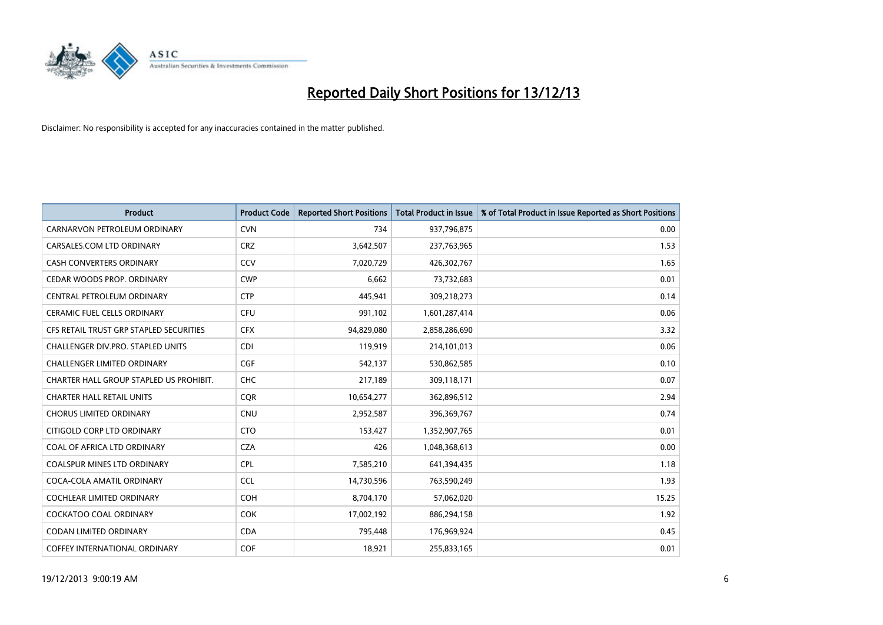# Reported Daily Short Positions for 13/12/13

Disclaimer: No responsibility is accepted for any inaccuracies contained in the matter published.

| Product | Product Code | Reported Short Positions | Total Product in Issue | % of Total Product in Issue Reported as Short Positions |
|---|---|---|---|---|
| CARNARVON PETROLEUM ORDINARY | CVN | 734 | 937,796,875 | 0.00 |
| CARSALES.COM LTD ORDINARY | CRZ | 3,642,507 | 237,763,965 | 1.53 |
| CASH CONVERTERS ORDINARY | CCV | 7,020,729 | 426,302,767 | 1.65 |
| CEDAR WOODS PROP. ORDINARY | CWP | 6,662 | 73,732,683 | 0.01 |
| CENTRAL PETROLEUM ORDINARY | CTP | 445,941 | 309,218,273 | 0.14 |
| CERAMIC FUEL CELLS ORDINARY | CFU | 991,102 | 1,601,287,414 | 0.06 |
| CFS RETAIL TRUST GRP STAPLED SECURITIES | CFX | 94,829,080 | 2,858,286,690 | 3.32 |
| CHALLENGER DIV.PRO. STAPLED UNITS | CDI | 119,919 | 214,101,013 | 0.06 |
| CHALLENGER LIMITED ORDINARY | CGF | 542,137 | 530,862,585 | 0.10 |
| CHARTER HALL GROUP STAPLED US PROHIBIT. | CHC | 217,189 | 309,118,171 | 0.07 |
| CHARTER HALL RETAIL UNITS | CQR | 10,654,277 | 362,896,512 | 2.94 |
| CHORUS LIMITED ORDINARY | CNU | 2,952,587 | 396,369,767 | 0.74 |
| CITIGOLD CORP LTD ORDINARY | CTO | 153,427 | 1,352,907,765 | 0.01 |
| COAL OF AFRICA LTD ORDINARY | CZA | 426 | 1,048,368,613 | 0.00 |
| COALSPUR MINES LTD ORDINARY | CPL | 7,585,210 | 641,394,435 | 1.18 |
| COCA-COLA AMATIL ORDINARY | CCL | 14,730,596 | 763,590,249 | 1.93 |
| COCHLEAR LIMITED ORDINARY | COH | 8,704,170 | 57,062,020 | 15.25 |
| COCKATOO COAL ORDINARY | COK | 17,002,192 | 886,294,158 | 1.92 |
| CODAN LIMITED ORDINARY | CDA | 795,448 | 176,969,924 | 0.45 |
| COFFEY INTERNATIONAL ORDINARY | COF | 18,921 | 255,833,165 | 0.01 |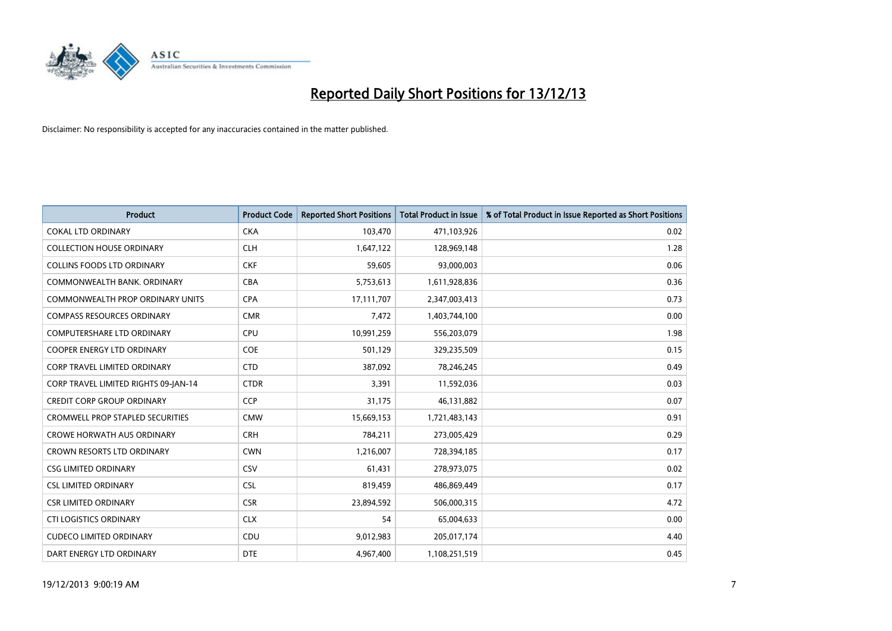# Reported Daily Short Positions for 13/12/13

Disclaimer: No responsibility is accepted for any inaccuracies contained in the matter published.

| Product | Product Code | Reported Short Positions | Total Product in Issue | % of Total Product in Issue Reported as Short Positions |
|---|---|---|---|---|
| COKAL LTD ORDINARY | CKA | 103,470 | 471,103,926 | 0.02 |
| COLLECTION HOUSE ORDINARY | CLH | 1,647,122 | 128,969,148 | 1.28 |
| COLLINS FOODS LTD ORDINARY | CKF | 59,605 | 93,000,003 | 0.06 |
| COMMONWEALTH BANK. ORDINARY | CBA | 5,753,613 | 1,611,928,836 | 0.36 |
| COMMONWEALTH PROP ORDINARY UNITS | CPA | 17,111,707 | 2,347,003,413 | 0.73 |
| COMPASS RESOURCES ORDINARY | CMR | 7,472 | 1,403,744,100 | 0.00 |
| COMPUTERSHARE LTD ORDINARY | CPU | 10,991,259 | 556,203,079 | 1.98 |
| COOPER ENERGY LTD ORDINARY | COE | 501,129 | 329,235,509 | 0.15 |
| CORP TRAVEL LIMITED ORDINARY | CTD | 387,092 | 78,246,245 | 0.49 |
| CORP TRAVEL LIMITED RIGHTS 09-JAN-14 | CTDR | 3,391 | 11,592,036 | 0.03 |
| CREDIT CORP GROUP ORDINARY | CCP | 31,175 | 46,131,882 | 0.07 |
| CROMWELL PROP STAPLED SECURITIES | CMW | 15,669,153 | 1,721,483,143 | 0.91 |
| CROWE HORWATH AUS ORDINARY | CRH | 784,211 | 273,005,429 | 0.29 |
| CROWN RESORTS LTD ORDINARY | CWN | 1,216,007 | 728,394,185 | 0.17 |
| CSG LIMITED ORDINARY | CSV | 61,431 | 278,973,075 | 0.02 |
| CSL LIMITED ORDINARY | CSL | 819,459 | 486,869,449 | 0.17 |
| CSR LIMITED ORDINARY | CSR | 23,894,592 | 506,000,315 | 4.72 |
| CTI LOGISTICS ORDINARY | CLX | 54 | 65,004,633 | 0.00 |
| CUDECO LIMITED ORDINARY | CDU | 9,012,983 | 205,017,174 | 4.40 |
| DART ENERGY LTD ORDINARY | DTE | 4,967,400 | 1,108,251,519 | 0.45 |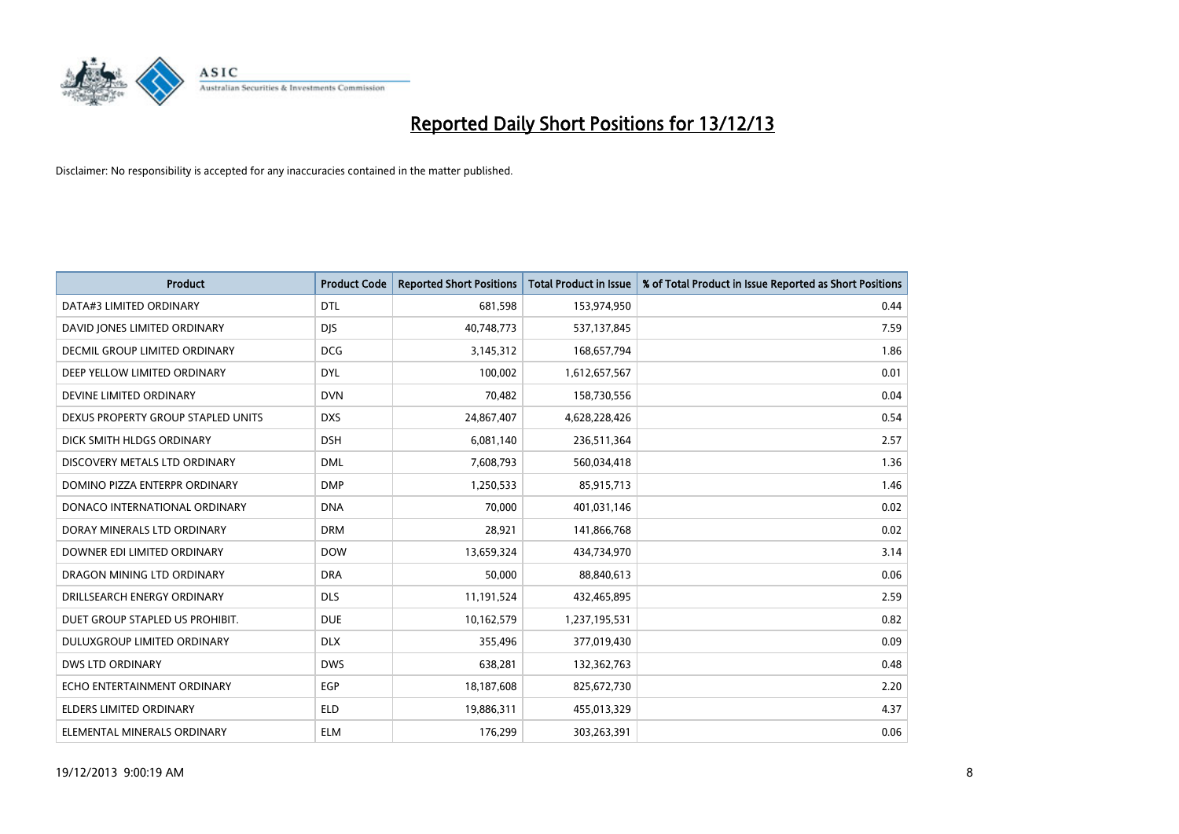# Reported Daily Short Positions for 13/12/13

Disclaimer: No responsibility is accepted for any inaccuracies contained in the matter published.

| Product | Product Code | Reported Short Positions | Total Product in Issue | % of Total Product in Issue Reported as Short Positions |
|---|---|---|---|---|
| DATA#3 LIMITED ORDINARY | DTL | 681,598 | 153,974,950 | 0.44 |
| DAVID JONES LIMITED ORDINARY | DJS | 40,748,773 | 537,137,845 | 7.59 |
| DECMIL GROUP LIMITED ORDINARY | DCG | 3,145,312 | 168,657,794 | 1.86 |
| DEEP YELLOW LIMITED ORDINARY | DYL | 100,002 | 1,612,657,567 | 0.01 |
| DEVINE LIMITED ORDINARY | DVN | 70,482 | 158,730,556 | 0.04 |
| DEXUS PROPERTY GROUP STAPLED UNITS | DXS | 24,867,407 | 4,628,228,426 | 0.54 |
| DICK SMITH HLDGS ORDINARY | DSH | 6,081,140 | 236,511,364 | 2.57 |
| DISCOVERY METALS LTD ORDINARY | DML | 7,608,793 | 560,034,418 | 1.36 |
| DOMINO PIZZA ENTERPR ORDINARY | DMP | 1,250,533 | 85,915,713 | 1.46 |
| DONACO INTERNATIONAL ORDINARY | DNA | 70,000 | 401,031,146 | 0.02 |
| DORAY MINERALS LTD ORDINARY | DRM | 28,921 | 141,866,768 | 0.02 |
| DOWNER EDI LIMITED ORDINARY | DOW | 13,659,324 | 434,734,970 | 3.14 |
| DRAGON MINING LTD ORDINARY | DRA | 50,000 | 88,840,613 | 0.06 |
| DRILLSEARCH ENERGY ORDINARY | DLS | 11,191,524 | 432,465,895 | 2.59 |
| DUET GROUP STAPLED US PROHIBIT. | DUE | 10,162,579 | 1,237,195,531 | 0.82 |
| DULUXGROUP LIMITED ORDINARY | DLX | 355,496 | 377,019,430 | 0.09 |
| DWS LTD ORDINARY | DWS | 638,281 | 132,362,763 | 0.48 |
| ECHO ENTERTAINMENT ORDINARY | EGP | 18,187,608 | 825,672,730 | 2.20 |
| ELDERS LIMITED ORDINARY | ELD | 19,886,311 | 455,013,329 | 4.37 |
| ELEMENTAL MINERALS ORDINARY | ELM | 176,299 | 303,263,391 | 0.06 |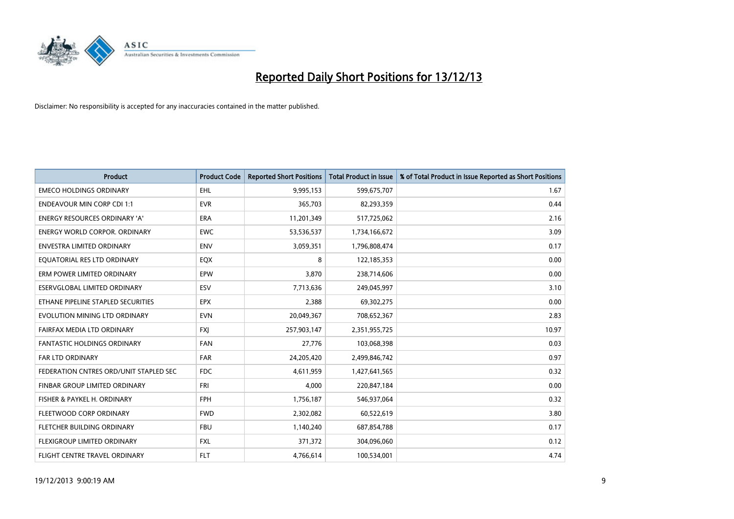# Reported Daily Short Positions for 13/12/13

Disclaimer: No responsibility is accepted for any inaccuracies contained in the matter published.

| Product | Product Code | Reported Short Positions | Total Product in Issue | % of Total Product in Issue Reported as Short Positions |
|---|---|---|---|---|
| EMECO HOLDINGS ORDINARY | EHL | 9,995,153 | 599,675,707 | 1.67 |
| ENDEAVOUR MIN CORP CDI 1:1 | EVR | 365,703 | 82,293,359 | 0.44 |
| ENERGY RESOURCES ORDINARY 'A' | ERA | 11,201,349 | 517,725,062 | 2.16 |
| ENERGY WORLD CORPOR. ORDINARY | EWC | 53,536,537 | 1,734,166,672 | 3.09 |
| ENVESTRA LIMITED ORDINARY | ENV | 3,059,351 | 1,796,808,474 | 0.17 |
| EQUATORIAL RES LTD ORDINARY | EQX | 8 | 122,185,353 | 0.00 |
| ERM POWER LIMITED ORDINARY | EPW | 3,870 | 238,714,606 | 0.00 |
| ESERVGLOBAL LIMITED ORDINARY | ESV | 7,713,636 | 249,045,997 | 3.10 |
| ETHANE PIPELINE STAPLED SECURITIES | EPX | 2,388 | 69,302,275 | 0.00 |
| EVOLUTION MINING LTD ORDINARY | EVN | 20,049,367 | 708,652,367 | 2.83 |
| FAIRFAX MEDIA LTD ORDINARY | FXJ | 257,903,147 | 2,351,955,725 | 10.97 |
| FANTASTIC HOLDINGS ORDINARY | FAN | 27,776 | 103,068,398 | 0.03 |
| FAR LTD ORDINARY | FAR | 24,205,420 | 2,499,846,742 | 0.97 |
| FEDERATION CNTRES ORD/UNIT STAPLED SEC | FDC | 4,611,959 | 1,427,641,565 | 0.32 |
| FINBAR GROUP LIMITED ORDINARY | FRI | 4,000 | 220,847,184 | 0.00 |
| FISHER & PAYKEL H. ORDINARY | FPH | 1,756,187 | 546,937,064 | 0.32 |
| FLEETWOOD CORP ORDINARY | FWD | 2,302,082 | 60,522,619 | 3.80 |
| FLETCHER BUILDING ORDINARY | FBU | 1,140,240 | 687,854,788 | 0.17 |
| FLEXIGROUP LIMITED ORDINARY | FXL | 371,372 | 304,096,060 | 0.12 |
| FLIGHT CENTRE TRAVEL ORDINARY | FLT | 4,766,614 | 100,534,001 | 4.74 |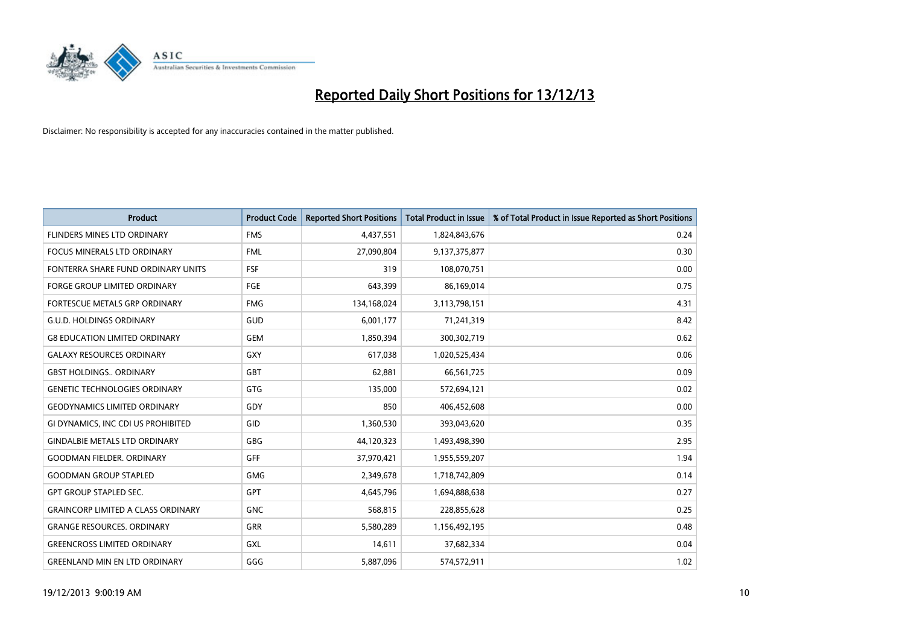# Reported Daily Short Positions for 13/12/13

Disclaimer: No responsibility is accepted for any inaccuracies contained in the matter published.

| Product | Product Code | Reported Short Positions | Total Product in Issue | % of Total Product in Issue Reported as Short Positions |
|---|---|---|---|---|
| FLINDERS MINES LTD ORDINARY | FMS | 4,437,551 | 1,824,843,676 | 0.24 |
| FOCUS MINERALS LTD ORDINARY | FML | 27,090,804 | 9,137,375,877 | 0.30 |
| FONTERRA SHARE FUND ORDINARY UNITS | FSF | 319 | 108,070,751 | 0.00 |
| FORGE GROUP LIMITED ORDINARY | FGE | 643,399 | 86,169,014 | 0.75 |
| FORTESCUE METALS GRP ORDINARY | FMG | 134,168,024 | 3,113,798,151 | 4.31 |
| G.U.D. HOLDINGS ORDINARY | GUD | 6,001,177 | 71,241,319 | 8.42 |
| G8 EDUCATION LIMITED ORDINARY | GEM | 1,850,394 | 300,302,719 | 0.62 |
| GALAXY RESOURCES ORDINARY | GXY | 617,038 | 1,020,525,434 | 0.06 |
| GBST HOLDINGS.. ORDINARY | GBT | 62,881 | 66,561,725 | 0.09 |
| GENETIC TECHNOLOGIES ORDINARY | GTG | 135,000 | 572,694,121 | 0.02 |
| GEODYNAMICS LIMITED ORDINARY | GDY | 850 | 406,452,608 | 0.00 |
| GI DYNAMICS, INC CDI US PROHIBITED | GID | 1,360,530 | 393,043,620 | 0.35 |
| GINDALBIE METALS LTD ORDINARY | GBG | 44,120,323 | 1,493,498,390 | 2.95 |
| GOODMAN FIELDER. ORDINARY | GFF | 37,970,421 | 1,955,559,207 | 1.94 |
| GOODMAN GROUP STAPLED | GMG | 2,349,678 | 1,718,742,809 | 0.14 |
| GPT GROUP STAPLED SEC. | GPT | 4,645,796 | 1,694,888,638 | 0.27 |
| GRAINCORP LIMITED A CLASS ORDINARY | GNC | 568,815 | 228,855,628 | 0.25 |
| GRANGE RESOURCES. ORDINARY | GRR | 5,580,289 | 1,156,492,195 | 0.48 |
| GREENCROSS LIMITED ORDINARY | GXL | 14,611 | 37,682,334 | 0.04 |
| GREENLAND MIN EN LTD ORDINARY | GGG | 5,887,096 | 574,572,911 | 1.02 |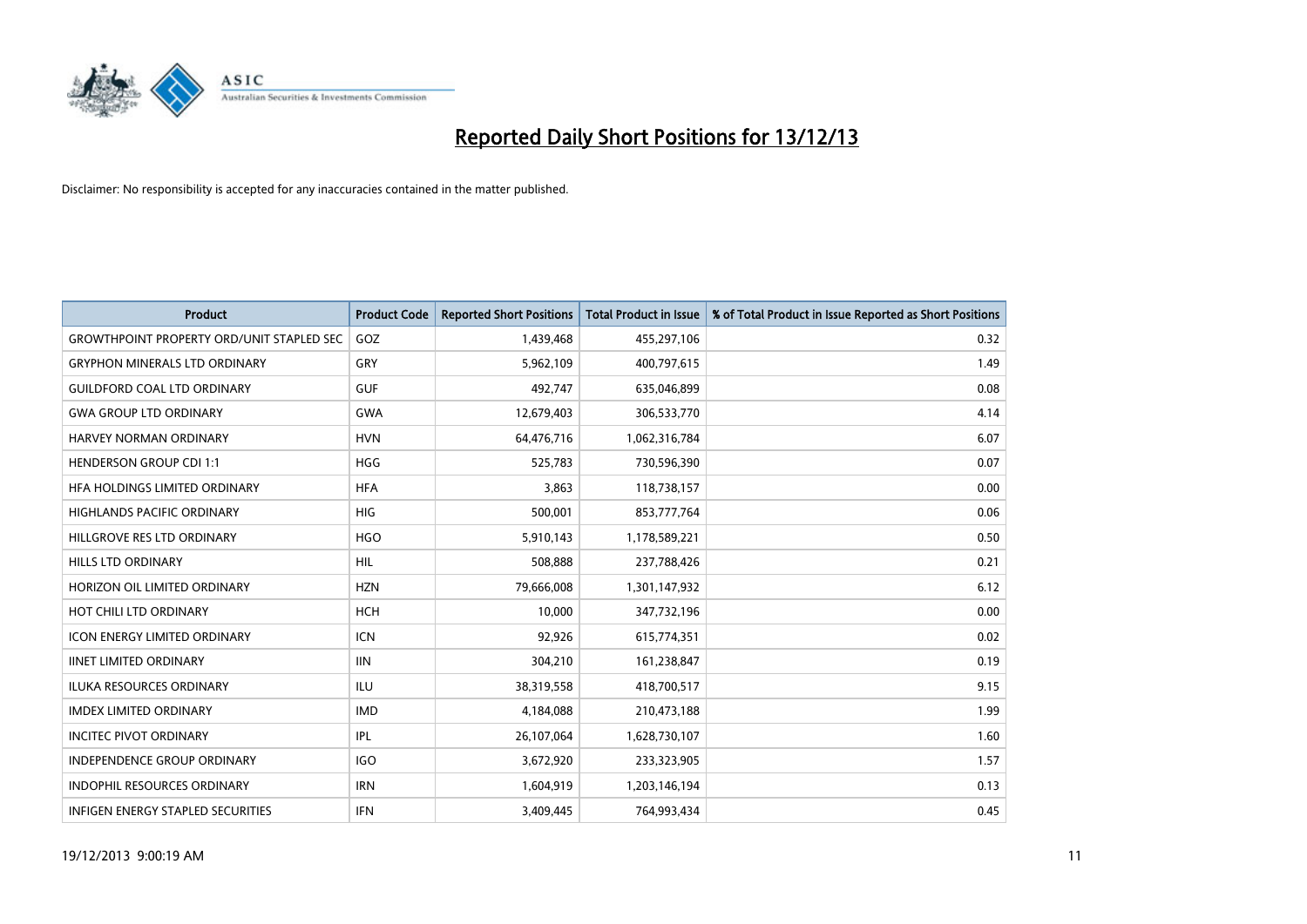# Reported Daily Short Positions for 13/12/13

Disclaimer: No responsibility is accepted for any inaccuracies contained in the matter published.

| Product | Product Code | Reported Short Positions | Total Product in Issue | % of Total Product in Issue Reported as Short Positions |
|---|---|---|---|---|
| GROWTHPOINT PROPERTY ORD/UNIT STAPLED SEC | GOZ | 1,439,468 | 455,297,106 | 0.32 |
| GRYPHON MINERALS LTD ORDINARY | GRY | 5,962,109 | 400,797,615 | 1.49 |
| GUILDFORD COAL LTD ORDINARY | GUF | 492,747 | 635,046,899 | 0.08 |
| GWA GROUP LTD ORDINARY | GWA | 12,679,403 | 306,533,770 | 4.14 |
| HARVEY NORMAN ORDINARY | HVN | 64,476,716 | 1,062,316,784 | 6.07 |
| HENDERSON GROUP CDI 1:1 | HGG | 525,783 | 730,596,390 | 0.07 |
| HFA HOLDINGS LIMITED ORDINARY | HFA | 3,863 | 118,738,157 | 0.00 |
| HIGHLANDS PACIFIC ORDINARY | HIG | 500,001 | 853,777,764 | 0.06 |
| HILLGROVE RES LTD ORDINARY | HGO | 5,910,143 | 1,178,589,221 | 0.50 |
| HILLS LTD ORDINARY | HIL | 508,888 | 237,788,426 | 0.21 |
| HORIZON OIL LIMITED ORDINARY | HZN | 79,666,008 | 1,301,147,932 | 6.12 |
| HOT CHILI LTD ORDINARY | HCH | 10,000 | 347,732,196 | 0.00 |
| ICON ENERGY LIMITED ORDINARY | ICN | 92,926 | 615,774,351 | 0.02 |
| IINET LIMITED ORDINARY | IIN | 304,210 | 161,238,847 | 0.19 |
| ILUKA RESOURCES ORDINARY | ILU | 38,319,558 | 418,700,517 | 9.15 |
| IMDEX LIMITED ORDINARY | IMD | 4,184,088 | 210,473,188 | 1.99 |
| INCITEC PIVOT ORDINARY | IPL | 26,107,064 | 1,628,730,107 | 1.60 |
| INDEPENDENCE GROUP ORDINARY | IGO | 3,672,920 | 233,323,905 | 1.57 |
| INDOPHIL RESOURCES ORDINARY | IRN | 1,604,919 | 1,203,146,194 | 0.13 |
| INFIGEN ENERGY STAPLED SECURITIES | IFN | 3,409,445 | 764,993,434 | 0.45 |

19/12/2013 9:00:19 AM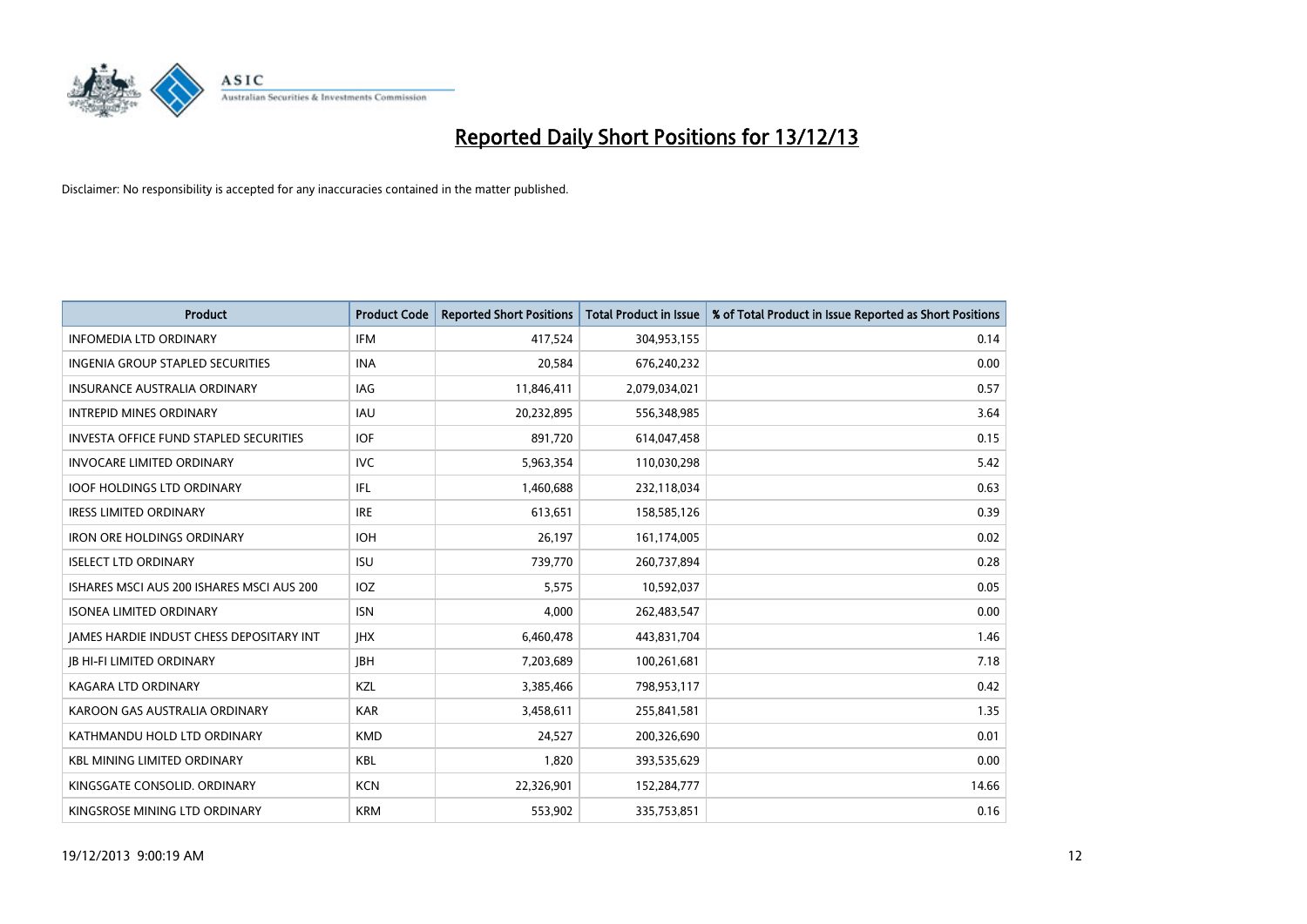# Reported Daily Short Positions for 13/12/13

Disclaimer: No responsibility is accepted for any inaccuracies contained in the matter published.

| Product | Product Code | Reported Short Positions | Total Product in Issue | % of Total Product in Issue Reported as Short Positions |
|---|---|---|---|---|
| INFOMEDIA LTD ORDINARY | IFM | 417,524 | 304,953,155 | 0.14 |
| INGENIA GROUP STAPLED SECURITIES | INA | 20,584 | 676,240,232 | 0.00 |
| INSURANCE AUSTRALIA ORDINARY | IAG | 11,846,411 | 2,079,034,021 | 0.57 |
| INTREPID MINES ORDINARY | IAU | 20,232,895 | 556,348,985 | 3.64 |
| INVESTA OFFICE FUND STAPLED SECURITIES | IOF | 891,720 | 614,047,458 | 0.15 |
| INVOCARE LIMITED ORDINARY | IVC | 5,963,354 | 110,030,298 | 5.42 |
| IOOF HOLDINGS LTD ORDINARY | IFL | 1,460,688 | 232,118,034 | 0.63 |
| IRESS LIMITED ORDINARY | IRE | 613,651 | 158,585,126 | 0.39 |
| IRON ORE HOLDINGS ORDINARY | IOH | 26,197 | 161,174,005 | 0.02 |
| ISELECT LTD ORDINARY | ISU | 739,770 | 260,737,894 | 0.28 |
| ISHARES MSCI AUS 200 ISHARES MSCI AUS 200 | IOZ | 5,575 | 10,592,037 | 0.05 |
| ISONEA LIMITED ORDINARY | ISN | 4,000 | 262,483,547 | 0.00 |
| JAMES HARDIE INDUST CHESS DEPOSITARY INT | JHX | 6,460,478 | 443,831,704 | 1.46 |
| JB HI-FI LIMITED ORDINARY | JBH | 7,203,689 | 100,261,681 | 7.18 |
| KAGARA LTD ORDINARY | KZL | 3,385,466 | 798,953,117 | 0.42 |
| KAROON GAS AUSTRALIA ORDINARY | KAR | 3,458,611 | 255,841,581 | 1.35 |
| KATHMANDU HOLD LTD ORDINARY | KMD | 24,527 | 200,326,690 | 0.01 |
| KBL MINING LIMITED ORDINARY | KBL | 1,820 | 393,535,629 | 0.00 |
| KINGSGATE CONSOLID. ORDINARY | KCN | 22,326,901 | 152,284,777 | 14.66 |
| KINGSROSE MINING LTD ORDINARY | KRM | 553,902 | 335,753,851 | 0.16 |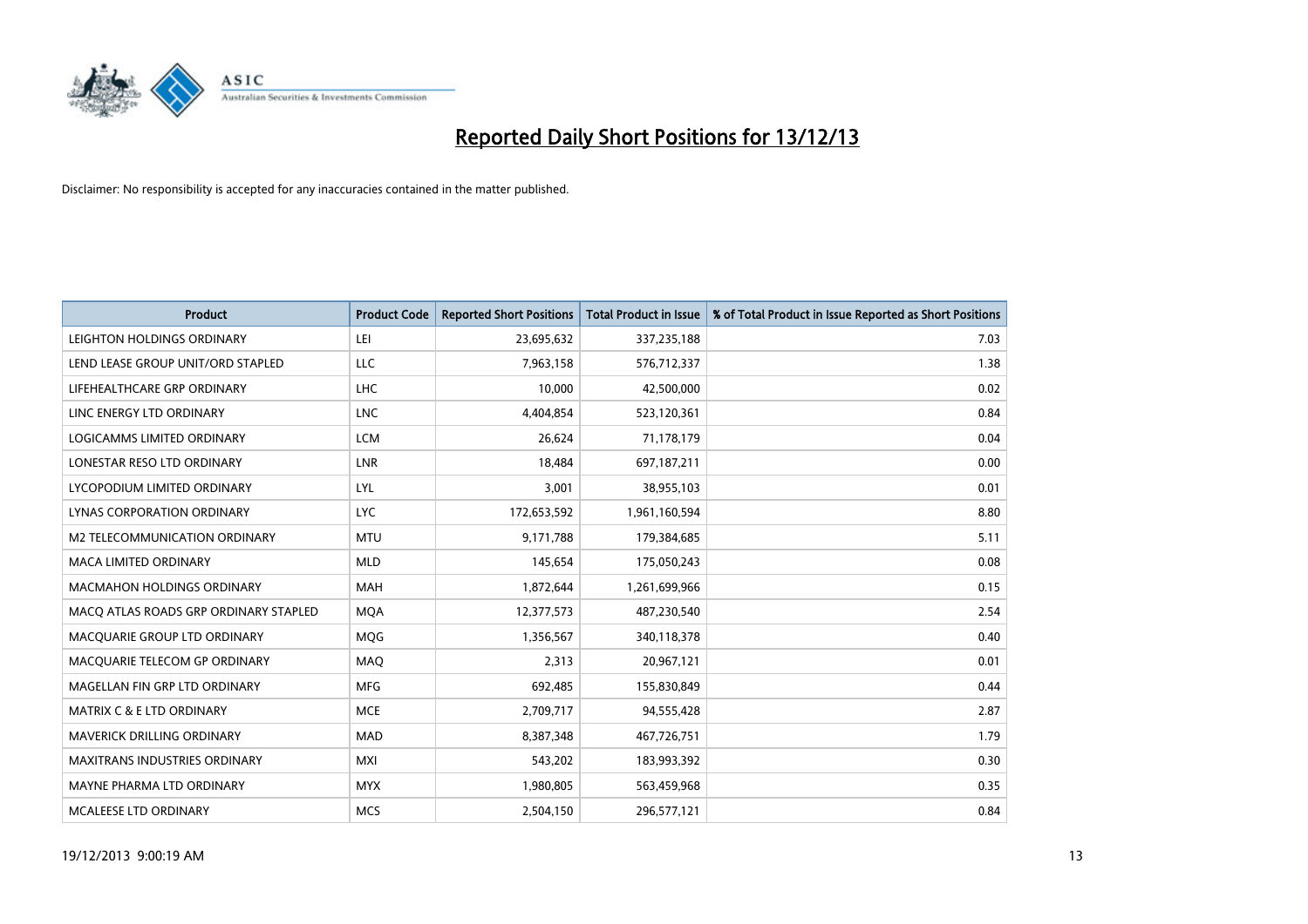# Reported Daily Short Positions for 13/12/13

Disclaimer: No responsibility is accepted for any inaccuracies contained in the matter published.

| Product | Product Code | Reported Short Positions | Total Product in Issue | % of Total Product in Issue Reported as Short Positions |
|---|---|---|---|---|
| LEIGHTON HOLDINGS ORDINARY | LEI | 23,695,632 | 337,235,188 | 7.03 |
| LEND LEASE GROUP UNIT/ORD STAPLED | LLC | 7,963,158 | 576,712,337 | 1.38 |
| LIFEHEALTHCARE GRP ORDINARY | LHC | 10,000 | 42,500,000 | 0.02 |
| LINC ENERGY LTD ORDINARY | LNC | 4,404,854 | 523,120,361 | 0.84 |
| LOGICAMMS LIMITED ORDINARY | LCM | 26,624 | 71,178,179 | 0.04 |
| LONESTAR RESO LTD ORDINARY | LNR | 18,484 | 697,187,211 | 0.00 |
| LYCOPODIUM LIMITED ORDINARY | LYL | 3,001 | 38,955,103 | 0.01 |
| LYNAS CORPORATION ORDINARY | LYC | 172,653,592 | 1,961,160,594 | 8.80 |
| M2 TELECOMMUNICATION ORDINARY | MTU | 9,171,788 | 179,384,685 | 5.11 |
| MACA LIMITED ORDINARY | MLD | 145,654 | 175,050,243 | 0.08 |
| MACMAHON HOLDINGS ORDINARY | MAH | 1,872,644 | 1,261,699,966 | 0.15 |
| MACQ ATLAS ROADS GRP ORDINARY STAPLED | MQA | 12,377,573 | 487,230,540 | 2.54 |
| MACQUARIE GROUP LTD ORDINARY | MQG | 1,356,567 | 340,118,378 | 0.40 |
| MACQUARIE TELECOM GP ORDINARY | MAQ | 2,313 | 20,967,121 | 0.01 |
| MAGELLAN FIN GRP LTD ORDINARY | MFG | 692,485 | 155,830,849 | 0.44 |
| MATRIX C & E LTD ORDINARY | MCE | 2,709,717 | 94,555,428 | 2.87 |
| MAVERICK DRILLING ORDINARY | MAD | 8,387,348 | 467,726,751 | 1.79 |
| MAXITRANS INDUSTRIES ORDINARY | MXI | 543,202 | 183,993,392 | 0.30 |
| MAYNE PHARMA LTD ORDINARY | MYX | 1,980,805 | 563,459,968 | 0.35 |
| MCALEESE LTD ORDINARY | MCS | 2,504,150 | 296,577,121 | 0.84 |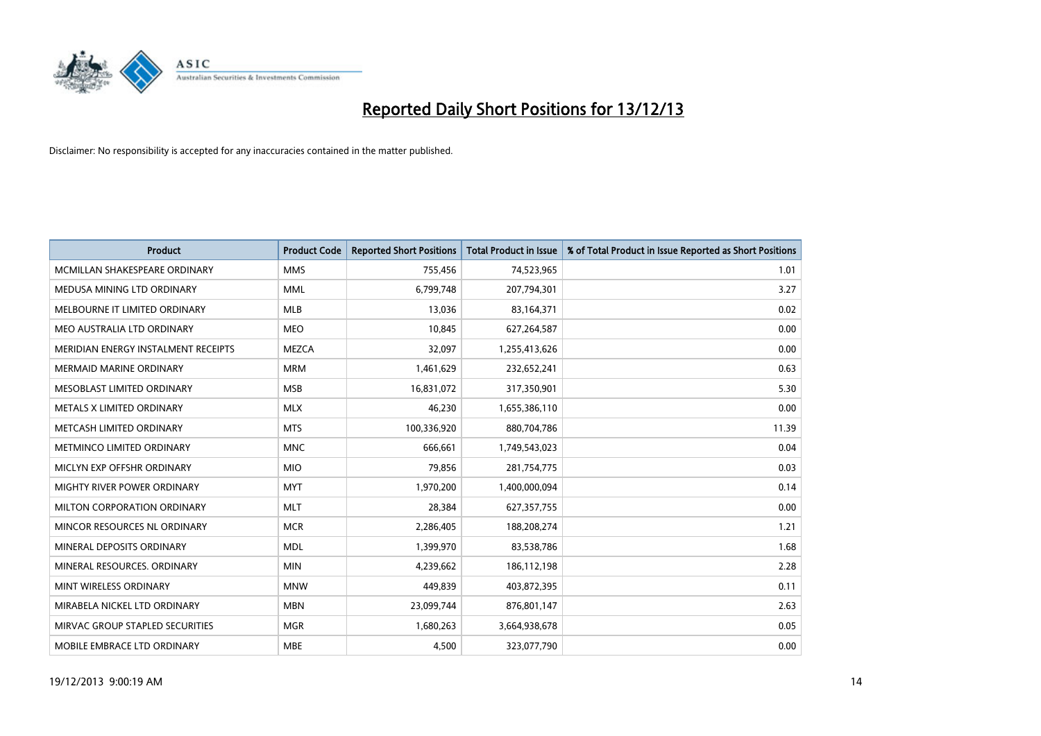# Reported Daily Short Positions for 13/12/13

Disclaimer: No responsibility is accepted for any inaccuracies contained in the matter published.

| Product | Product Code | Reported Short Positions | Total Product in Issue | % of Total Product in Issue Reported as Short Positions |
|---|---|---|---|---|
| MCMILLAN SHAKESPEARE ORDINARY | MMS | 755,456 | 74,523,965 | 1.01 |
| MEDUSA MINING LTD ORDINARY | MML | 6,799,748 | 207,794,301 | 3.27 |
| MELBOURNE IT LIMITED ORDINARY | MLB | 13,036 | 83,164,371 | 0.02 |
| MEO AUSTRALIA LTD ORDINARY | MEO | 10,845 | 627,264,587 | 0.00 |
| MERIDIAN ENERGY INSTALMENT RECEIPTS | MEZCA | 32,097 | 1,255,413,626 | 0.00 |
| MERMAID MARINE ORDINARY | MRM | 1,461,629 | 232,652,241 | 0.63 |
| MESOBLAST LIMITED ORDINARY | MSB | 16,831,072 | 317,350,901 | 5.30 |
| METALS X LIMITED ORDINARY | MLX | 46,230 | 1,655,386,110 | 0.00 |
| METCASH LIMITED ORDINARY | MTS | 100,336,920 | 880,704,786 | 11.39 |
| METMINCO LIMITED ORDINARY | MNC | 666,661 | 1,749,543,023 | 0.04 |
| MICLYN EXP OFFSHR ORDINARY | MIO | 79,856 | 281,754,775 | 0.03 |
| MIGHTY RIVER POWER ORDINARY | MYT | 1,970,200 | 1,400,000,094 | 0.14 |
| MILTON CORPORATION ORDINARY | MLT | 28,384 | 627,357,755 | 0.00 |
| MINCOR RESOURCES NL ORDINARY | MCR | 2,286,405 | 188,208,274 | 1.21 |
| MINERAL DEPOSITS ORDINARY | MDL | 1,399,970 | 83,538,786 | 1.68 |
| MINERAL RESOURCES. ORDINARY | MIN | 4,239,662 | 186,112,198 | 2.28 |
| MINT WIRELESS ORDINARY | MNW | 449,839 | 403,872,395 | 0.11 |
| MIRABELA NICKEL LTD ORDINARY | MBN | 23,099,744 | 876,801,147 | 2.63 |
| MIRVAC GROUP STAPLED SECURITIES | MGR | 1,680,263 | 3,664,938,678 | 0.05 |
| MOBILE EMBRACE LTD ORDINARY | MBE | 4,500 | 323,077,790 | 0.00 |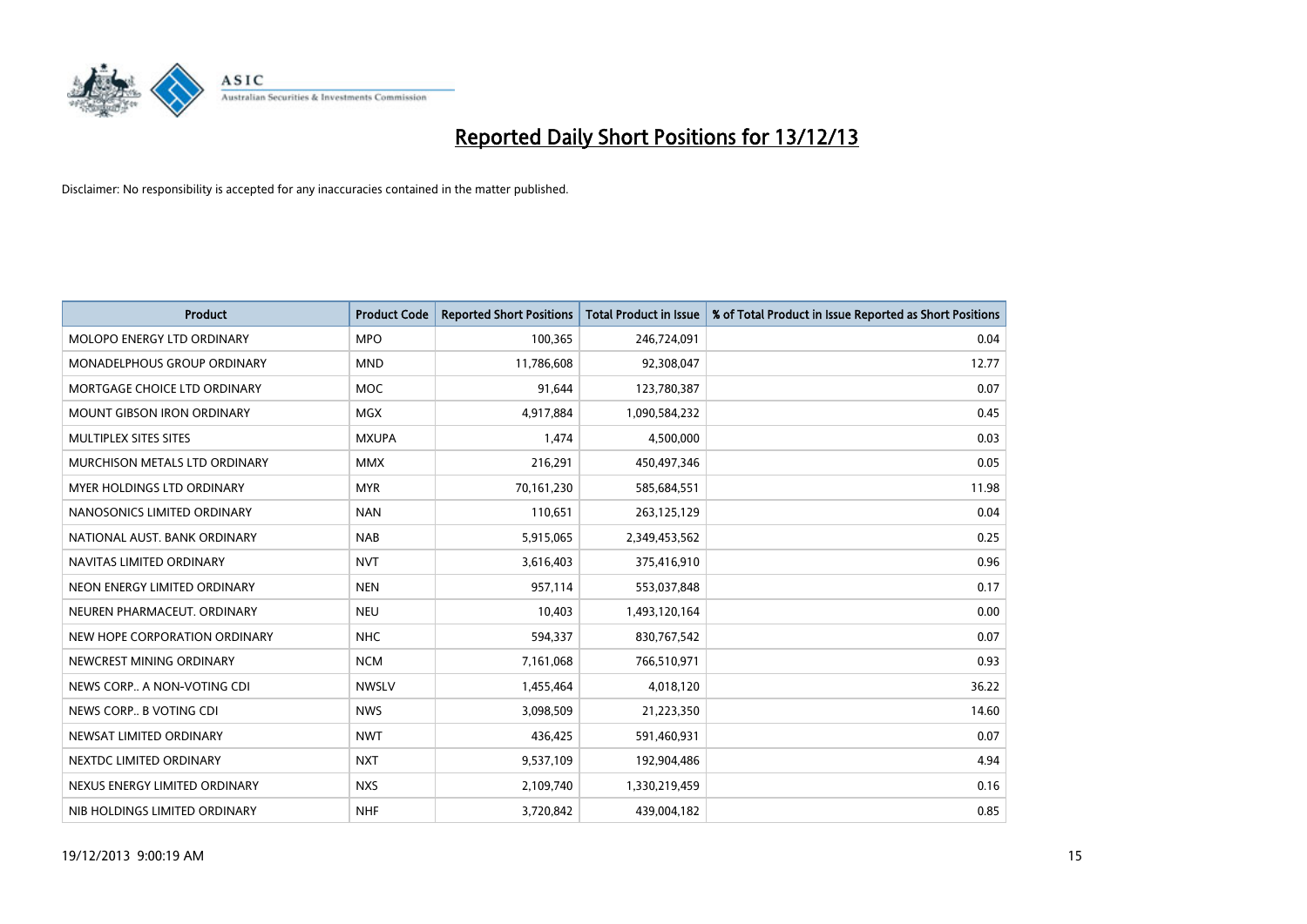# Reported Daily Short Positions for 13/12/13

Disclaimer: No responsibility is accepted for any inaccuracies contained in the matter published.

| Product | Product Code | Reported Short Positions | Total Product in Issue | % of Total Product in Issue Reported as Short Positions |
|---|---|---|---|---|
| MOLOPO ENERGY LTD ORDINARY | MPO | 100,365 | 246,724,091 | 0.04 |
| MONADELPHOUS GROUP ORDINARY | MND | 11,786,608 | 92,308,047 | 12.77 |
| MORTGAGE CHOICE LTD ORDINARY | MOC | 91,644 | 123,780,387 | 0.07 |
| MOUNT GIBSON IRON ORDINARY | MGX | 4,917,884 | 1,090,584,232 | 0.45 |
| MULTIPLEX SITES SITES | MXUPA | 1,474 | 4,500,000 | 0.03 |
| MURCHISON METALS LTD ORDINARY | MMX | 216,291 | 450,497,346 | 0.05 |
| MYER HOLDINGS LTD ORDINARY | MYR | 70,161,230 | 585,684,551 | 11.98 |
| NANOSONICS LIMITED ORDINARY | NAN | 110,651 | 263,125,129 | 0.04 |
| NATIONAL AUST. BANK ORDINARY | NAB | 5,915,065 | 2,349,453,562 | 0.25 |
| NAVITAS LIMITED ORDINARY | NVT | 3,616,403 | 375,416,910 | 0.96 |
| NEON ENERGY LIMITED ORDINARY | NEN | 957,114 | 553,037,848 | 0.17 |
| NEUREN PHARMACEUT. ORDINARY | NEU | 10,403 | 1,493,120,164 | 0.00 |
| NEW HOPE CORPORATION ORDINARY | NHC | 594,337 | 830,767,542 | 0.07 |
| NEWCREST MINING ORDINARY | NCM | 7,161,068 | 766,510,971 | 0.93 |
| NEWS CORP.. A NON-VOTING CDI | NWSLV | 1,455,464 | 4,018,120 | 36.22 |
| NEWS CORP.. B VOTING CDI | NWS | 3,098,509 | 21,223,350 | 14.60 |
| NEWSAT LIMITED ORDINARY | NWT | 436,425 | 591,460,931 | 0.07 |
| NEXTDC LIMITED ORDINARY | NXT | 9,537,109 | 192,904,486 | 4.94 |
| NEXUS ENERGY LIMITED ORDINARY | NXS | 2,109,740 | 1,330,219,459 | 0.16 |
| NIB HOLDINGS LIMITED ORDINARY | NHF | 3,720,842 | 439,004,182 | 0.85 |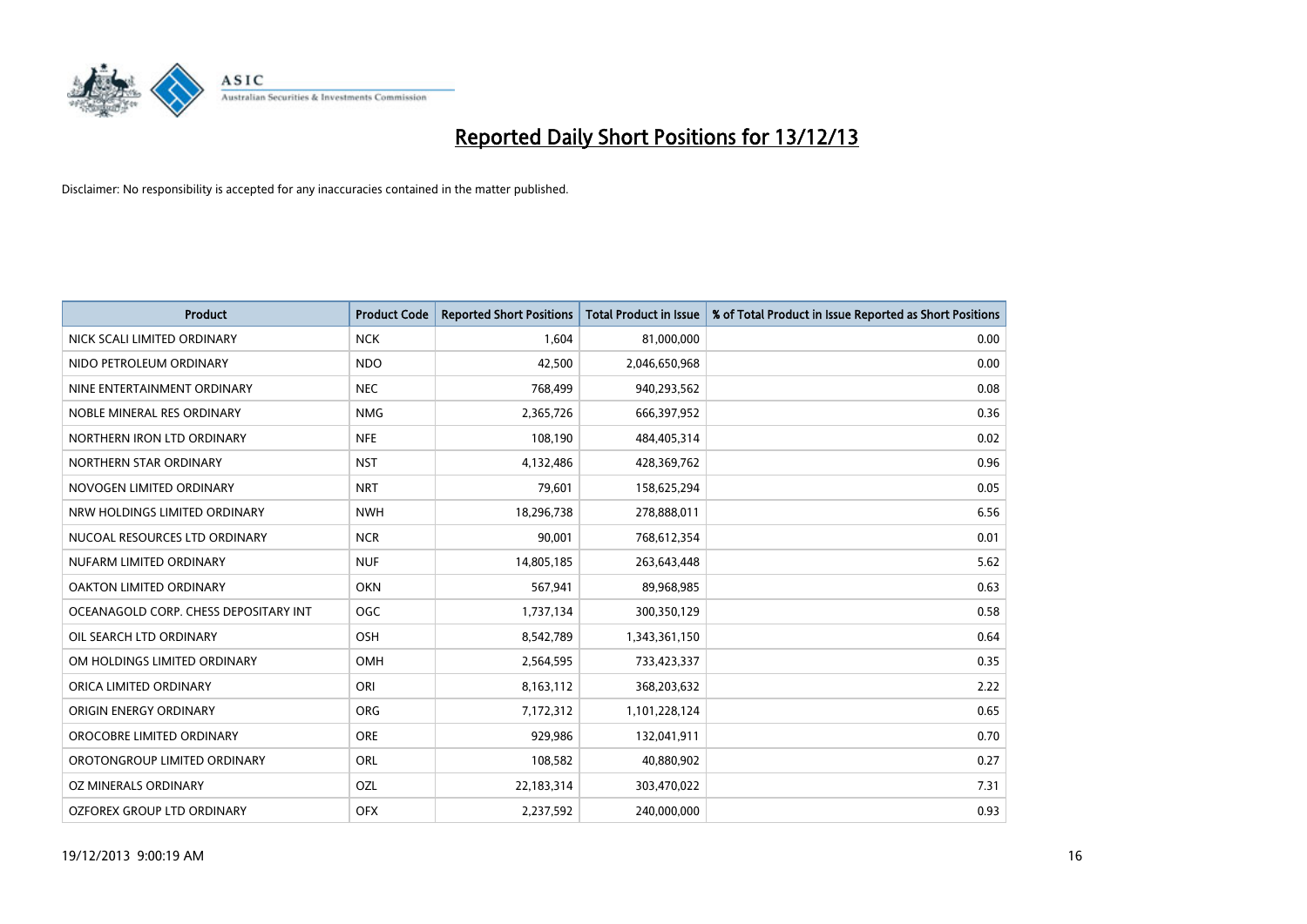# Reported Daily Short Positions for 13/12/13

Disclaimer: No responsibility is accepted for any inaccuracies contained in the matter published.

| Product | Product Code | Reported Short Positions | Total Product in Issue | % of Total Product in Issue Reported as Short Positions |
|---|---|---|---|---|
| NICK SCALI LIMITED ORDINARY | NCK | 1,604 | 81,000,000 | 0.00 |
| NIDO PETROLEUM ORDINARY | NDO | 42,500 | 2,046,650,968 | 0.00 |
| NINE ENTERTAINMENT ORDINARY | NEC | 768,499 | 940,293,562 | 0.08 |
| NOBLE MINERAL RES ORDINARY | NMG | 2,365,726 | 666,397,952 | 0.36 |
| NORTHERN IRON LTD ORDINARY | NFE | 108,190 | 484,405,314 | 0.02 |
| NORTHERN STAR ORDINARY | NST | 4,132,486 | 428,369,762 | 0.96 |
| NOVOGEN LIMITED ORDINARY | NRT | 79,601 | 158,625,294 | 0.05 |
| NRW HOLDINGS LIMITED ORDINARY | NWH | 18,296,738 | 278,888,011 | 6.56 |
| NUCOAL RESOURCES LTD ORDINARY | NCR | 90,001 | 768,612,354 | 0.01 |
| NUFARM LIMITED ORDINARY | NUF | 14,805,185 | 263,643,448 | 5.62 |
| OAKTON LIMITED ORDINARY | OKN | 567,941 | 89,968,985 | 0.63 |
| OCEANAGOLD CORP. CHESS DEPOSITARY INT | OGC | 1,737,134 | 300,350,129 | 0.58 |
| OIL SEARCH LTD ORDINARY | OSH | 8,542,789 | 1,343,361,150 | 0.64 |
| OM HOLDINGS LIMITED ORDINARY | OMH | 2,564,595 | 733,423,337 | 0.35 |
| ORICA LIMITED ORDINARY | ORI | 8,163,112 | 368,203,632 | 2.22 |
| ORIGIN ENERGY ORDINARY | ORG | 7,172,312 | 1,101,228,124 | 0.65 |
| OROCOBRE LIMITED ORDINARY | ORE | 929,986 | 132,041,911 | 0.70 |
| OROTONGROUP LIMITED ORDINARY | ORL | 108,582 | 40,880,902 | 0.27 |
| OZ MINERALS ORDINARY | OZL | 22,183,314 | 303,470,022 | 7.31 |
| OZFOREX GROUP LTD ORDINARY | OFX | 2,237,592 | 240,000,000 | 0.93 |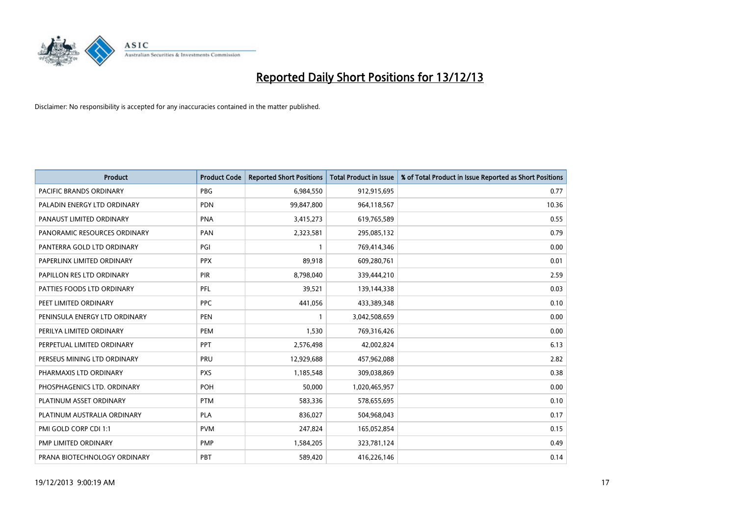# Reported Daily Short Positions for 13/12/13

Disclaimer: No responsibility is accepted for any inaccuracies contained in the matter published.

| Product | Product Code | Reported Short Positions | Total Product in Issue | % of Total Product in Issue Reported as Short Positions |
|---|---|---|---|---|
| PACIFIC BRANDS ORDINARY | PBG | 6,984,550 | 912,915,695 | 0.77 |
| PALADIN ENERGY LTD ORDINARY | PDN | 99,847,800 | 964,118,567 | 10.36 |
| PANAUST LIMITED ORDINARY | PNA | 3,415,273 | 619,765,589 | 0.55 |
| PANORAMIC RESOURCES ORDINARY | PAN | 2,323,581 | 295,085,132 | 0.79 |
| PANTERRA GOLD LTD ORDINARY | PGI | 1 | 769,414,346 | 0.00 |
| PAPERLINX LIMITED ORDINARY | PPX | 89,918 | 609,280,761 | 0.01 |
| PAPILLON RES LTD ORDINARY | PIR | 8,798,040 | 339,444,210 | 2.59 |
| PATTIES FOODS LTD ORDINARY | PFL | 39,521 | 139,144,338 | 0.03 |
| PEET LIMITED ORDINARY | PPC | 441,056 | 433,389,348 | 0.10 |
| PENINSULA ENERGY LTD ORDINARY | PEN | 1 | 3,042,508,659 | 0.00 |
| PERILYA LIMITED ORDINARY | PEM | 1,530 | 769,316,426 | 0.00 |
| PERPETUAL LIMITED ORDINARY | PPT | 2,576,498 | 42,002,824 | 6.13 |
| PERSEUS MINING LTD ORDINARY | PRU | 12,929,688 | 457,962,088 | 2.82 |
| PHARMAXIS LTD ORDINARY | PXS | 1,185,548 | 309,038,869 | 0.38 |
| PHOSPHAGENICS LTD. ORDINARY | POH | 50,000 | 1,020,465,957 | 0.00 |
| PLATINUM ASSET ORDINARY | PTM | 583,336 | 578,655,695 | 0.10 |
| PLATINUM AUSTRALIA ORDINARY | PLA | 836,027 | 504,968,043 | 0.17 |
| PMI GOLD CORP CDI 1:1 | PVM | 247,824 | 165,052,854 | 0.15 |
| PMP LIMITED ORDINARY | PMP | 1,584,205 | 323,781,124 | 0.49 |
| PRANA BIOTECHNOLOGY ORDINARY | PBT | 589,420 | 416,226,146 | 0.14 |

19/12/2013 9:00:19 AM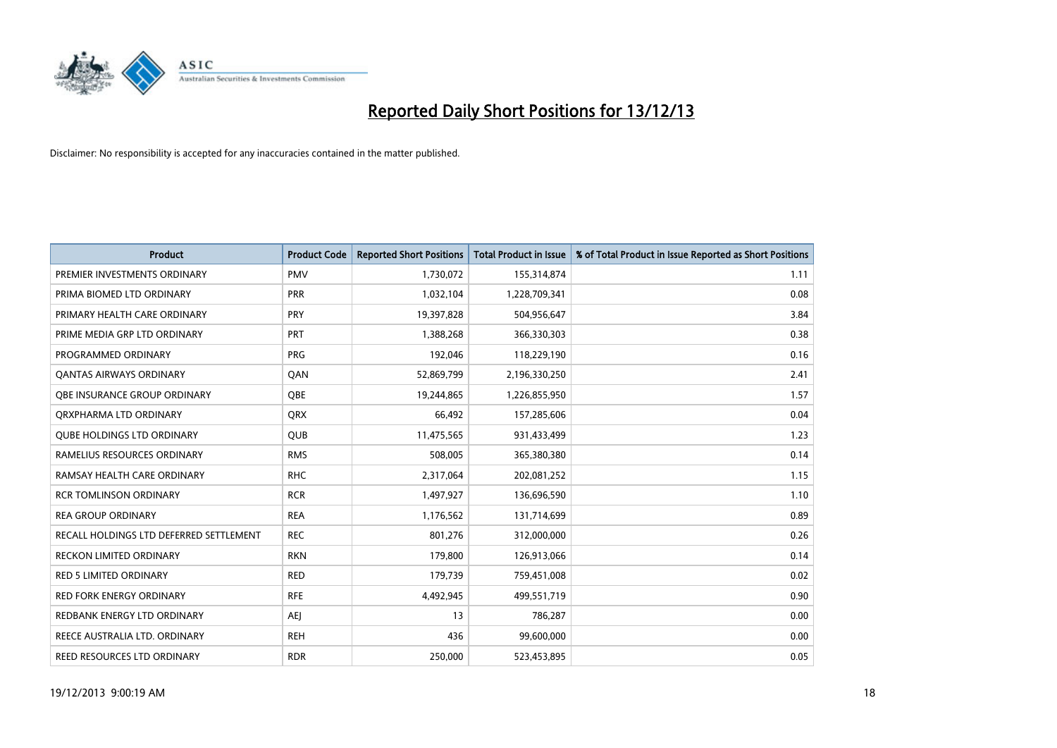# Reported Daily Short Positions for 13/12/13

Disclaimer: No responsibility is accepted for any inaccuracies contained in the matter published.

| Product | Product Code | Reported Short Positions | Total Product in Issue | % of Total Product in Issue Reported as Short Positions |
|---|---|---|---|---|
| PREMIER INVESTMENTS ORDINARY | PMV | 1,730,072 | 155,314,874 | 1.11 |
| PRIMA BIOMED LTD ORDINARY | PRR | 1,032,104 | 1,228,709,341 | 0.08 |
| PRIMARY HEALTH CARE ORDINARY | PRY | 19,397,828 | 504,956,647 | 3.84 |
| PRIME MEDIA GRP LTD ORDINARY | PRT | 1,388,268 | 366,330,303 | 0.38 |
| PROGRAMMED ORDINARY | PRG | 192,046 | 118,229,190 | 0.16 |
| QANTAS AIRWAYS ORDINARY | QAN | 52,869,799 | 2,196,330,250 | 2.41 |
| QBE INSURANCE GROUP ORDINARY | QBE | 19,244,865 | 1,226,855,950 | 1.57 |
| QRXPHARMA LTD ORDINARY | QRX | 66,492 | 157,285,606 | 0.04 |
| QUBE HOLDINGS LTD ORDINARY | QUB | 11,475,565 | 931,433,499 | 1.23 |
| RAMELIUS RESOURCES ORDINARY | RMS | 508,005 | 365,380,380 | 0.14 |
| RAMSAY HEALTH CARE ORDINARY | RHC | 2,317,064 | 202,081,252 | 1.15 |
| RCR TOMLINSON ORDINARY | RCR | 1,497,927 | 136,696,590 | 1.10 |
| REA GROUP ORDINARY | REA | 1,176,562 | 131,714,699 | 0.89 |
| RECALL HOLDINGS LTD DEFERRED SETTLEMENT | REC | 801,276 | 312,000,000 | 0.26 |
| RECKON LIMITED ORDINARY | RKN | 179,800 | 126,913,066 | 0.14 |
| RED 5 LIMITED ORDINARY | RED | 179,739 | 759,451,008 | 0.02 |
| RED FORK ENERGY ORDINARY | RFE | 4,492,945 | 499,551,719 | 0.90 |
| REDBANK ENERGY LTD ORDINARY | AEJ | 13 | 786,287 | 0.00 |
| REECE AUSTRALIA LTD. ORDINARY | REH | 436 | 99,600,000 | 0.00 |
| REED RESOURCES LTD ORDINARY | RDR | 250,000 | 523,453,895 | 0.05 |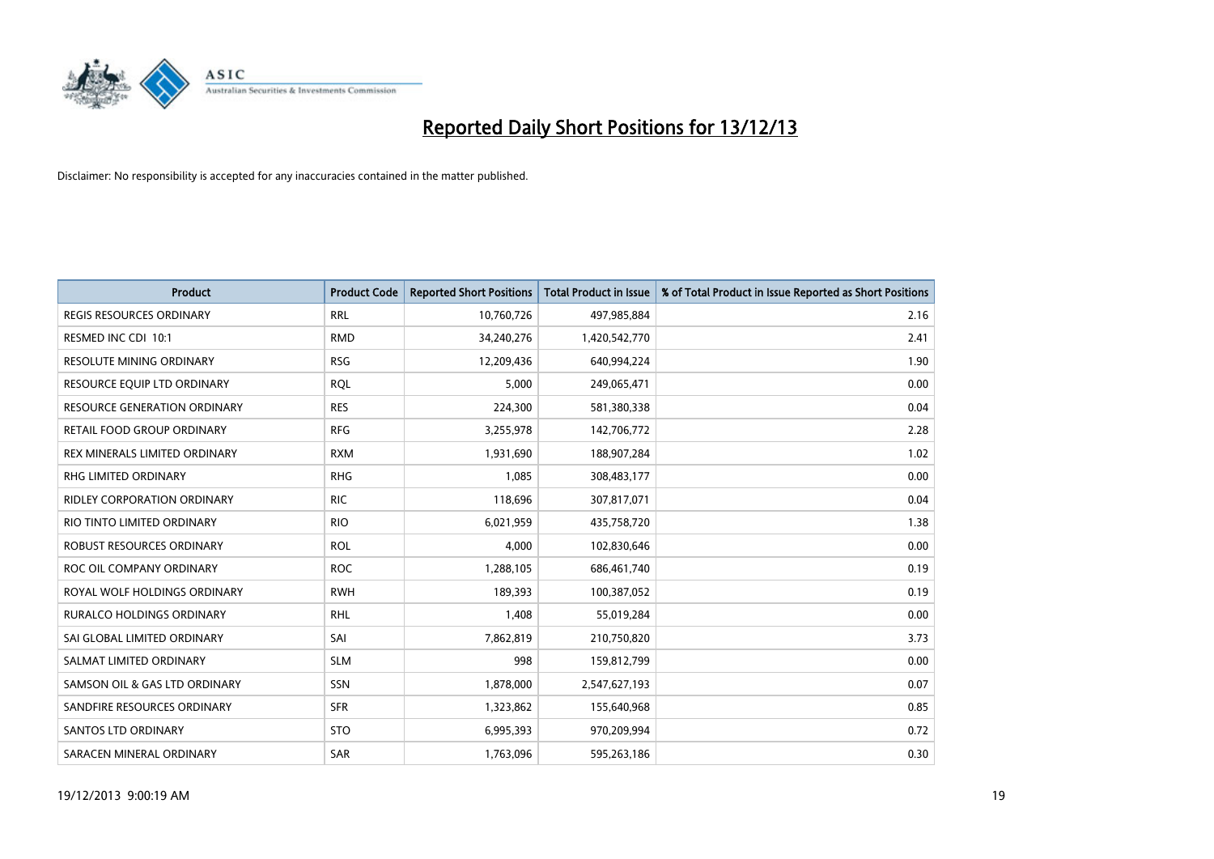# Reported Daily Short Positions for 13/12/13

Disclaimer: No responsibility is accepted for any inaccuracies contained in the matter published.

| Product | Product Code | Reported Short Positions | Total Product in Issue | % of Total Product in Issue Reported as Short Positions |
| --- | --- | --- | --- | --- |
| REGIS RESOURCES ORDINARY | RRL | 10,760,726 | 497,985,884 | 2.16 |
| RESMED INC CDI 10:1 | RMD | 34,240,276 | 1,420,542,770 | 2.41 |
| RESOLUTE MINING ORDINARY | RSG | 12,209,436 | 640,994,224 | 1.90 |
| RESOURCE EQUIP LTD ORDINARY | RQL | 5,000 | 249,065,471 | 0.00 |
| RESOURCE GENERATION ORDINARY | RES | 224,300 | 581,380,338 | 0.04 |
| RETAIL FOOD GROUP ORDINARY | RFG | 3,255,978 | 142,706,772 | 2.28 |
| REX MINERALS LIMITED ORDINARY | RXM | 1,931,690 | 188,907,284 | 1.02 |
| RHG LIMITED ORDINARY | RHG | 1,085 | 308,483,177 | 0.00 |
| RIDLEY CORPORATION ORDINARY | RIC | 118,696 | 307,817,071 | 0.04 |
| RIO TINTO LIMITED ORDINARY | RIO | 6,021,959 | 435,758,720 | 1.38 |
| ROBUST RESOURCES ORDINARY | ROL | 4,000 | 102,830,646 | 0.00 |
| ROC OIL COMPANY ORDINARY | ROC | 1,288,105 | 686,461,740 | 0.19 |
| ROYAL WOLF HOLDINGS ORDINARY | RWH | 189,393 | 100,387,052 | 0.19 |
| RURALCO HOLDINGS ORDINARY | RHL | 1,408 | 55,019,284 | 0.00 |
| SAI GLOBAL LIMITED ORDINARY | SAI | 7,862,819 | 210,750,820 | 3.73 |
| SALMAT LIMITED ORDINARY | SLM | 998 | 159,812,799 | 0.00 |
| SAMSON OIL & GAS LTD ORDINARY | SSN | 1,878,000 | 2,547,627,193 | 0.07 |
| SANDFIRE RESOURCES ORDINARY | SFR | 1,323,862 | 155,640,968 | 0.85 |
| SANTOS LTD ORDINARY | STO | 6,995,393 | 970,209,994 | 0.72 |
| SARACEN MINERAL ORDINARY | SAR | 1,763,096 | 595,263,186 | 0.30 |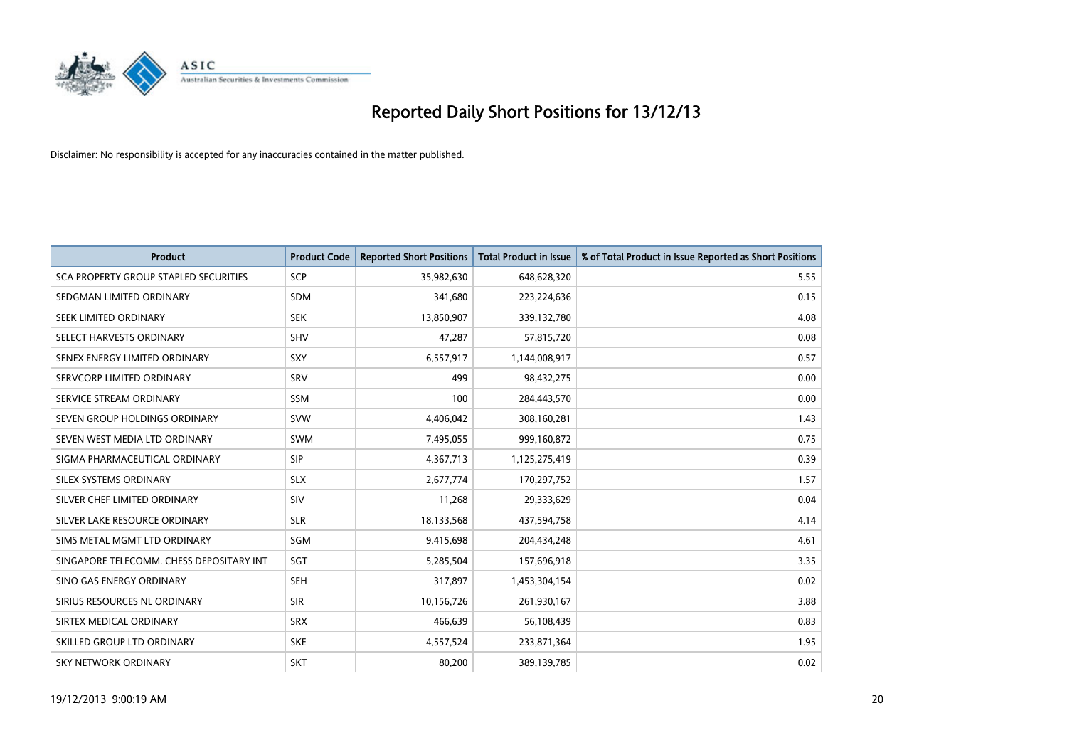# Reported Daily Short Positions for 13/12/13

Disclaimer: No responsibility is accepted for any inaccuracies contained in the matter published.

| Product | Product Code | Reported Short Positions | Total Product in Issue | % of Total Product in Issue Reported as Short Positions |
|---|---|---|---|---|
| SCA PROPERTY GROUP STAPLED SECURITIES | SCP | 35,982,630 | 648,628,320 | 5.55 |
| SEDGMAN LIMITED ORDINARY | SDM | 341,680 | 223,224,636 | 0.15 |
| SEEK LIMITED ORDINARY | SEK | 13,850,907 | 339,132,780 | 4.08 |
| SELECT HARVESTS ORDINARY | SHV | 47,287 | 57,815,720 | 0.08 |
| SENEX ENERGY LIMITED ORDINARY | SXY | 6,557,917 | 1,144,008,917 | 0.57 |
| SERVCORP LIMITED ORDINARY | SRV | 499 | 98,432,275 | 0.00 |
| SERVICE STREAM ORDINARY | SSM | 100 | 284,443,570 | 0.00 |
| SEVEN GROUP HOLDINGS ORDINARY | SVW | 4,406,042 | 308,160,281 | 1.43 |
| SEVEN WEST MEDIA LTD ORDINARY | SWM | 7,495,055 | 999,160,872 | 0.75 |
| SIGMA PHARMACEUTICAL ORDINARY | SIP | 4,367,713 | 1,125,275,419 | 0.39 |
| SILEX SYSTEMS ORDINARY | SLX | 2,677,774 | 170,297,752 | 1.57 |
| SILVER CHEF LIMITED ORDINARY | SIV | 11,268 | 29,333,629 | 0.04 |
| SILVER LAKE RESOURCE ORDINARY | SLR | 18,133,568 | 437,594,758 | 4.14 |
| SIMS METAL MGMT LTD ORDINARY | SGM | 9,415,698 | 204,434,248 | 4.61 |
| SINGAPORE TELECOMM. CHESS DEPOSITARY INT | SGT | 5,285,504 | 157,696,918 | 3.35 |
| SINO GAS ENERGY ORDINARY | SEH | 317,897 | 1,453,304,154 | 0.02 |
| SIRIUS RESOURCES NL ORDINARY | SIR | 10,156,726 | 261,930,167 | 3.88 |
| SIRTEX MEDICAL ORDINARY | SRX | 466,639 | 56,108,439 | 0.83 |
| SKILLED GROUP LTD ORDINARY | SKE | 4,557,524 | 233,871,364 | 1.95 |
| SKY NETWORK ORDINARY | SKT | 80,200 | 389,139,785 | 0.02 |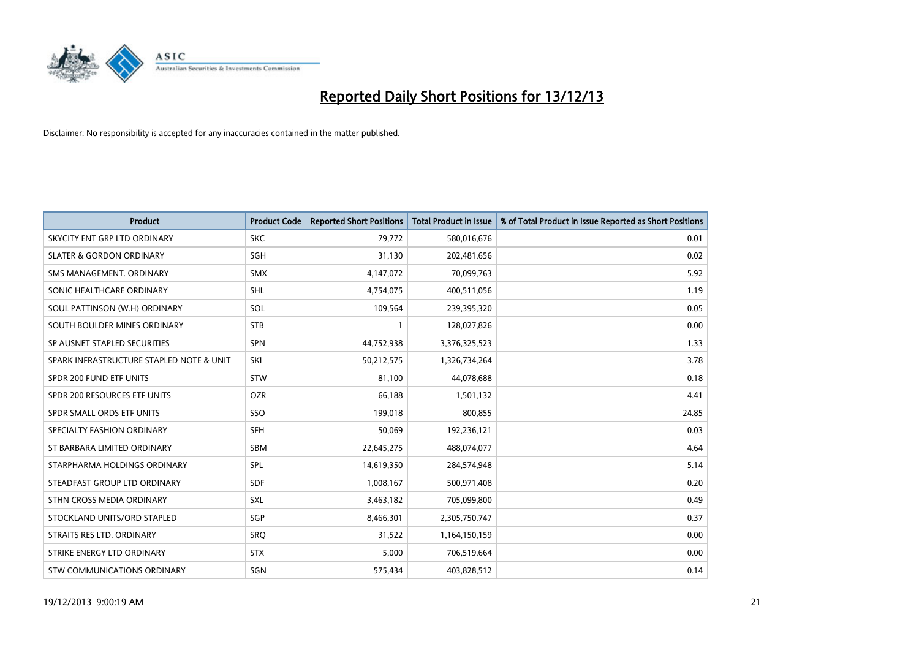# Reported Daily Short Positions for 13/12/13

Disclaimer: No responsibility is accepted for any inaccuracies contained in the matter published.

| Product | Product Code | Reported Short Positions | Total Product in Issue | % of Total Product in Issue Reported as Short Positions |
|---|---|---|---|---|
| SKYCITY ENT GRP LTD ORDINARY | SKC | 79,772 | 580,016,676 | 0.01 |
| SLATER & GORDON ORDINARY | SGH | 31,130 | 202,481,656 | 0.02 |
| SMS MANAGEMENT. ORDINARY | SMX | 4,147,072 | 70,099,763 | 5.92 |
| SONIC HEALTHCARE ORDINARY | SHL | 4,754,075 | 400,511,056 | 1.19 |
| SOUL PATTINSON (W.H) ORDINARY | SOL | 109,564 | 239,395,320 | 0.05 |
| SOUTH BOULDER MINES ORDINARY | STB | 1 | 128,027,826 | 0.00 |
| SP AUSNET STAPLED SECURITIES | SPN | 44,752,938 | 3,376,325,523 | 1.33 |
| SPARK INFRASTRUCTURE STAPLED NOTE & UNIT | SKI | 50,212,575 | 1,326,734,264 | 3.78 |
| SPDR 200 FUND ETF UNITS | STW | 81,100 | 44,078,688 | 0.18 |
| SPDR 200 RESOURCES ETF UNITS | OZR | 66,188 | 1,501,132 | 4.41 |
| SPDR SMALL ORDS ETF UNITS | SSO | 199,018 | 800,855 | 24.85 |
| SPECIALTY FASHION ORDINARY | SFH | 50,069 | 192,236,121 | 0.03 |
| ST BARBARA LIMITED ORDINARY | SBM | 22,645,275 | 488,074,077 | 4.64 |
| STARPHARMA HOLDINGS ORDINARY | SPL | 14,619,350 | 284,574,948 | 5.14 |
| STEADFAST GROUP LTD ORDINARY | SDF | 1,008,167 | 500,971,408 | 0.20 |
| STHN CROSS MEDIA ORDINARY | SXL | 3,463,182 | 705,099,800 | 0.49 |
| STOCKLAND UNITS/ORD STAPLED | SGP | 8,466,301 | 2,305,750,747 | 0.37 |
| STRAITS RES LTD. ORDINARY | SRQ | 31,522 | 1,164,150,159 | 0.00 |
| STRIKE ENERGY LTD ORDINARY | STX | 5,000 | 706,519,664 | 0.00 |
| STW COMMUNICATIONS ORDINARY | SGN | 575,434 | 403,828,512 | 0.14 |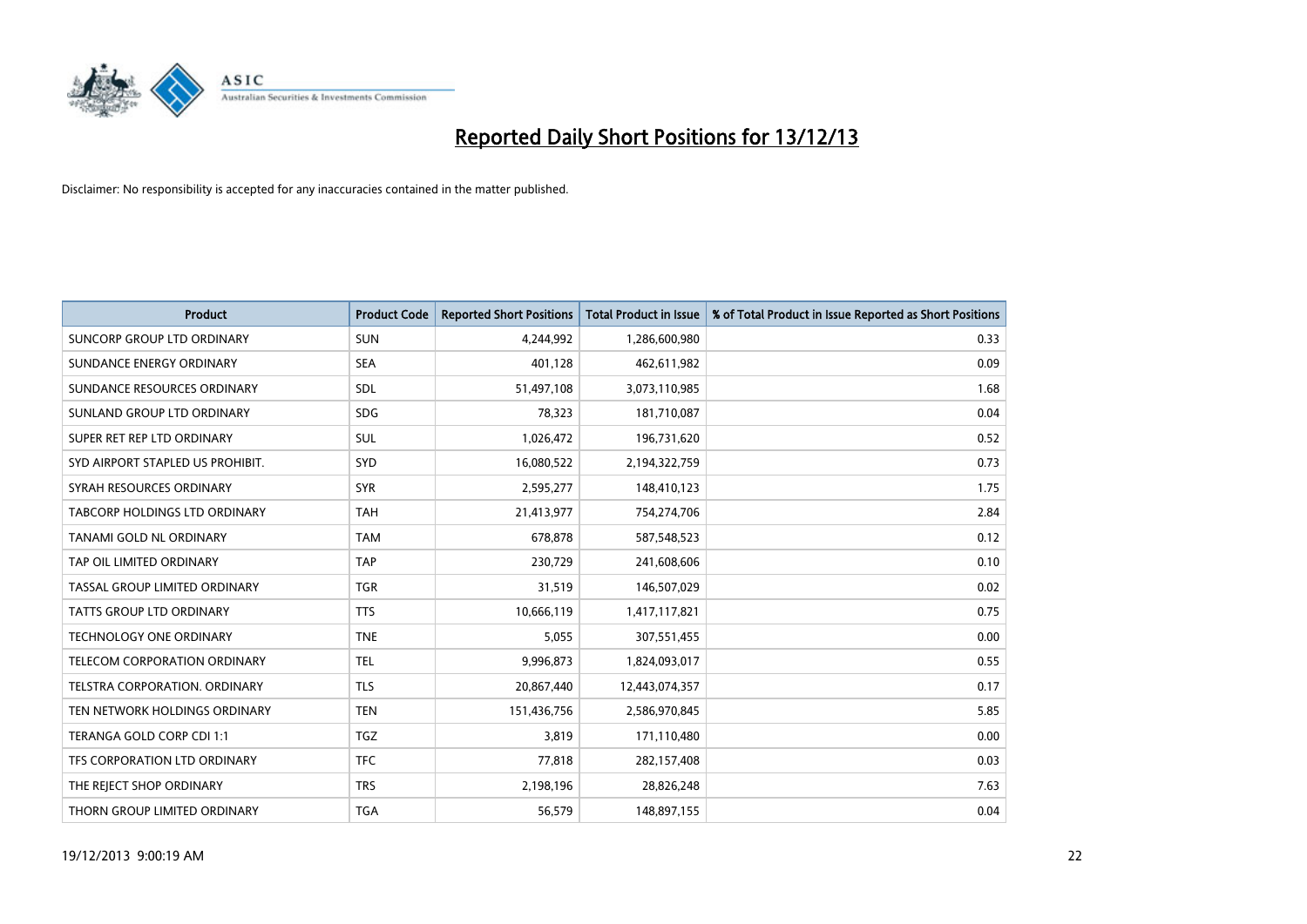# Reported Daily Short Positions for 13/12/13

Disclaimer: No responsibility is accepted for any inaccuracies contained in the matter published.

| Product | Product Code | Reported Short Positions | Total Product in Issue | % of Total Product in Issue Reported as Short Positions |
|---|---|---|---|---|
| SUNCORP GROUP LTD ORDINARY | SUN | 4,244,992 | 1,286,600,980 | 0.33 |
| SUNDANCE ENERGY ORDINARY | SEA | 401,128 | 462,611,982 | 0.09 |
| SUNDANCE RESOURCES ORDINARY | SDL | 51,497,108 | 3,073,110,985 | 1.68 |
| SUNLAND GROUP LTD ORDINARY | SDG | 78,323 | 181,710,087 | 0.04 |
| SUPER RET REP LTD ORDINARY | SUL | 1,026,472 | 196,731,620 | 0.52 |
| SYD AIRPORT STAPLED US PROHIBIT. | SYD | 16,080,522 | 2,194,322,759 | 0.73 |
| SYRAH RESOURCES ORDINARY | SYR | 2,595,277 | 148,410,123 | 1.75 |
| TABCORP HOLDINGS LTD ORDINARY | TAH | 21,413,977 | 754,274,706 | 2.84 |
| TANAMI GOLD NL ORDINARY | TAM | 678,878 | 587,548,523 | 0.12 |
| TAP OIL LIMITED ORDINARY | TAP | 230,729 | 241,608,606 | 0.10 |
| TASSAL GROUP LIMITED ORDINARY | TGR | 31,519 | 146,507,029 | 0.02 |
| TATTS GROUP LTD ORDINARY | TTS | 10,666,119 | 1,417,117,821 | 0.75 |
| TECHNOLOGY ONE ORDINARY | TNE | 5,055 | 307,551,455 | 0.00 |
| TELECOM CORPORATION ORDINARY | TEL | 9,996,873 | 1,824,093,017 | 0.55 |
| TELSTRA CORPORATION. ORDINARY | TLS | 20,867,440 | 12,443,074,357 | 0.17 |
| TEN NETWORK HOLDINGS ORDINARY | TEN | 151,436,756 | 2,586,970,845 | 5.85 |
| TERANGA GOLD CORP CDI 1:1 | TGZ | 3,819 | 171,110,480 | 0.00 |
| TFS CORPORATION LTD ORDINARY | TFC | 77,818 | 282,157,408 | 0.03 |
| THE REJECT SHOP ORDINARY | TRS | 2,198,196 | 28,826,248 | 7.63 |
| THORN GROUP LIMITED ORDINARY | TGA | 56,579 | 148,897,155 | 0.04 |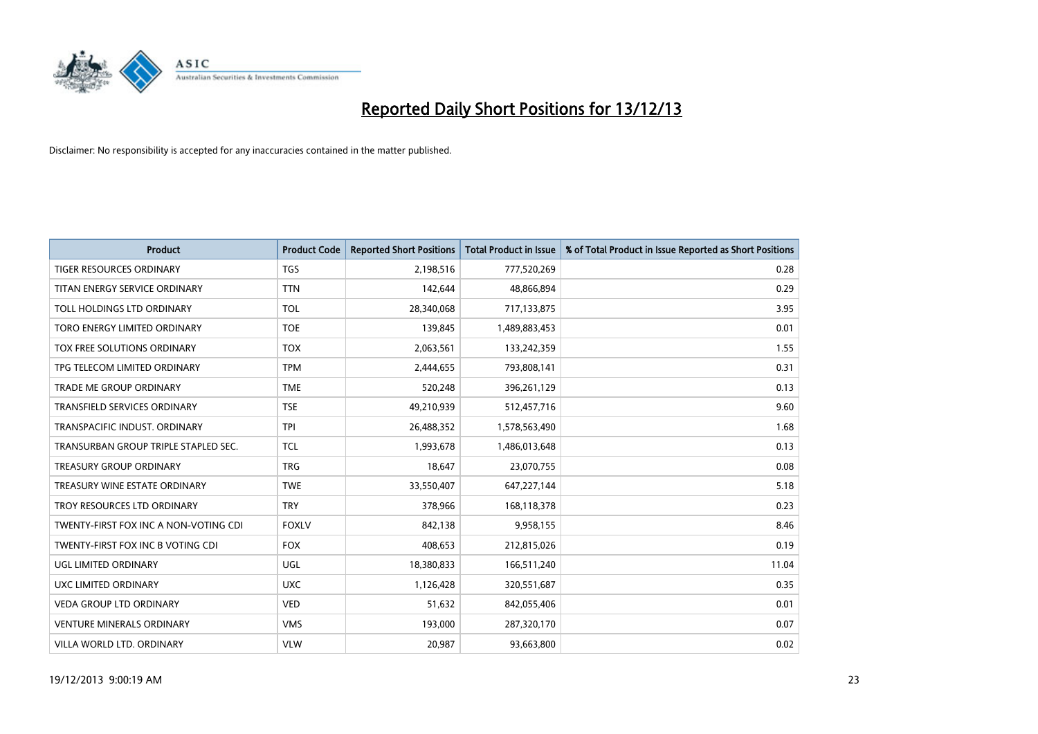# Reported Daily Short Positions for 13/12/13

Disclaimer: No responsibility is accepted for any inaccuracies contained in the matter published.

| Product | Product Code | Reported Short Positions | Total Product in Issue | % of Total Product in Issue Reported as Short Positions |
|---|---|---|---|---|
| TIGER RESOURCES ORDINARY | TGS | 2,198,516 | 777,520,269 | 0.28 |
| TITAN ENERGY SERVICE ORDINARY | TTN | 142,644 | 48,866,894 | 0.29 |
| TOLL HOLDINGS LTD ORDINARY | TOL | 28,340,068 | 717,133,875 | 3.95 |
| TORO ENERGY LIMITED ORDINARY | TOE | 139,845 | 1,489,883,453 | 0.01 |
| TOX FREE SOLUTIONS ORDINARY | TOX | 2,063,561 | 133,242,359 | 1.55 |
| TPG TELECOM LIMITED ORDINARY | TPM | 2,444,655 | 793,808,141 | 0.31 |
| TRADE ME GROUP ORDINARY | TME | 520,248 | 396,261,129 | 0.13 |
| TRANSFIELD SERVICES ORDINARY | TSE | 49,210,939 | 512,457,716 | 9.60 |
| TRANSPACIFIC INDUST. ORDINARY | TPI | 26,488,352 | 1,578,563,490 | 1.68 |
| TRANSURBAN GROUP TRIPLE STAPLED SEC. | TCL | 1,993,678 | 1,486,013,648 | 0.13 |
| TREASURY GROUP ORDINARY | TRG | 18,647 | 23,070,755 | 0.08 |
| TREASURY WINE ESTATE ORDINARY | TWE | 33,550,407 | 647,227,144 | 5.18 |
| TROY RESOURCES LTD ORDINARY | TRY | 378,966 | 168,118,378 | 0.23 |
| TWENTY-FIRST FOX INC A NON-VOTING CDI | FOXLV | 842,138 | 9,958,155 | 8.46 |
| TWENTY-FIRST FOX INC B VOTING CDI | FOX | 408,653 | 212,815,026 | 0.19 |
| UGL LIMITED ORDINARY | UGL | 18,380,833 | 166,511,240 | 11.04 |
| UXC LIMITED ORDINARY | UXC | 1,126,428 | 320,551,687 | 0.35 |
| VEDA GROUP LTD ORDINARY | VED | 51,632 | 842,055,406 | 0.01 |
| VENTURE MINERALS ORDINARY | VMS | 193,000 | 287,320,170 | 0.07 |
| VILLA WORLD LTD. ORDINARY | VLW | 20,987 | 93,663,800 | 0.02 |

19/12/2013 9:00:19 AM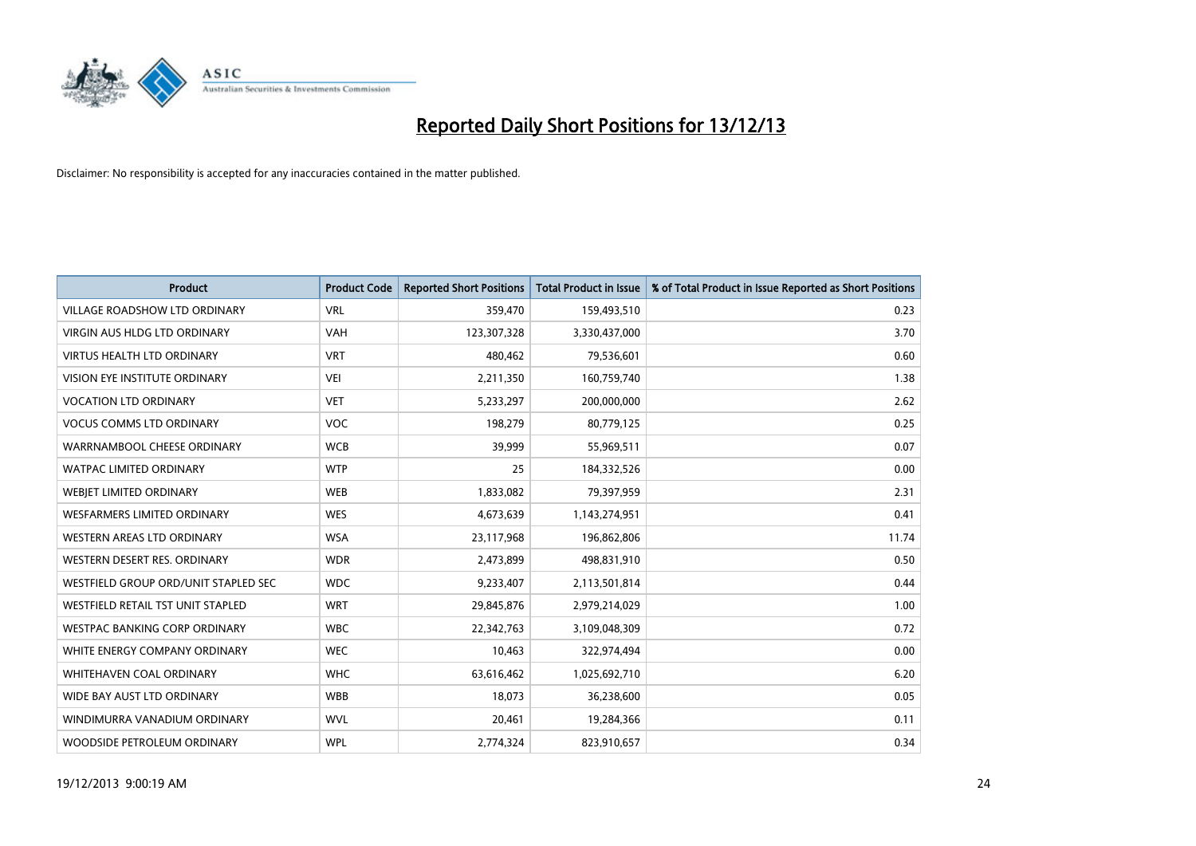# Reported Daily Short Positions for 13/12/13

Disclaimer: No responsibility is accepted for any inaccuracies contained in the matter published.

| Product | Product Code | Reported Short Positions | Total Product in Issue | % of Total Product in Issue Reported as Short Positions |
|---|---|---|---|---|
| VILLAGE ROADSHOW LTD ORDINARY | VRL | 359,470 | 159,493,510 | 0.23 |
| VIRGIN AUS HLDG LTD ORDINARY | VAH | 123,307,328 | 3,330,437,000 | 3.70 |
| VIRTUS HEALTH LTD ORDINARY | VRT | 480,462 | 79,536,601 | 0.60 |
| VISION EYE INSTITUTE ORDINARY | VEI | 2,211,350 | 160,759,740 | 1.38 |
| VOCATION LTD ORDINARY | VET | 5,233,297 | 200,000,000 | 2.62 |
| VOCUS COMMS LTD ORDINARY | VOC | 198,279 | 80,779,125 | 0.25 |
| WARRNAMBOOL CHEESE ORDINARY | WCB | 39,999 | 55,969,511 | 0.07 |
| WATPAC LIMITED ORDINARY | WTP | 25 | 184,332,526 | 0.00 |
| WEBJET LIMITED ORDINARY | WEB | 1,833,082 | 79,397,959 | 2.31 |
| WESFARMERS LIMITED ORDINARY | WES | 4,673,639 | 1,143,274,951 | 0.41 |
| WESTERN AREAS LTD ORDINARY | WSA | 23,117,968 | 196,862,806 | 11.74 |
| WESTERN DESERT RES. ORDINARY | WDR | 2,473,899 | 498,831,910 | 0.50 |
| WESTFIELD GROUP ORD/UNIT STAPLED SEC | WDC | 9,233,407 | 2,113,501,814 | 0.44 |
| WESTFIELD RETAIL TST UNIT STAPLED | WRT | 29,845,876 | 2,979,214,029 | 1.00 |
| WESTPAC BANKING CORP ORDINARY | WBC | 22,342,763 | 3,109,048,309 | 0.72 |
| WHITE ENERGY COMPANY ORDINARY | WEC | 10,463 | 322,974,494 | 0.00 |
| WHITEHAVEN COAL ORDINARY | WHC | 63,616,462 | 1,025,692,710 | 6.20 |
| WIDE BAY AUST LTD ORDINARY | WBB | 18,073 | 36,238,600 | 0.05 |
| WINDIMURRA VANADIUM ORDINARY | WVL | 20,461 | 19,284,366 | 0.11 |
| WOODSIDE PETROLEUM ORDINARY | WPL | 2,774,324 | 823,910,657 | 0.34 |

19/12/2013 9:00:19 AM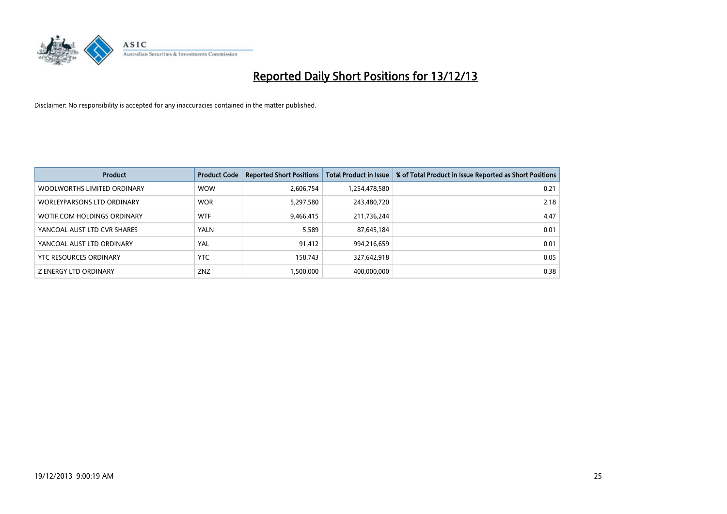# Reported Daily Short Positions for 13/12/13

Disclaimer: No responsibility is accepted for any inaccuracies contained in the matter published.

| Product | Product Code | Reported Short Positions | Total Product in Issue | % of Total Product in Issue Reported as Short Positions |
|---|---|---|---|---|
| WOOLWORTHS LIMITED ORDINARY | WOW | 2,606,754 | 1,254,478,580 | 0.21 |
| WORLEYPARSONS LTD ORDINARY | WOR | 5,297,580 | 243,480,720 | 2.18 |
| WOTIF.COM HOLDINGS ORDINARY | WTF | 9,466,415 | 211,736,244 | 4.47 |
| YANCOAL AUST LTD CVR SHARES | YALN | 5,589 | 87,645,184 | 0.01 |
| YANCOAL AUST LTD ORDINARY | YAL | 91,412 | 994,216,659 | 0.01 |
| YTC RESOURCES ORDINARY | YTC | 158,743 | 327,642,918 | 0.05 |
| Z ENERGY LTD ORDINARY | ZNZ | 1,500,000 | 400,000,000 | 0.38 |